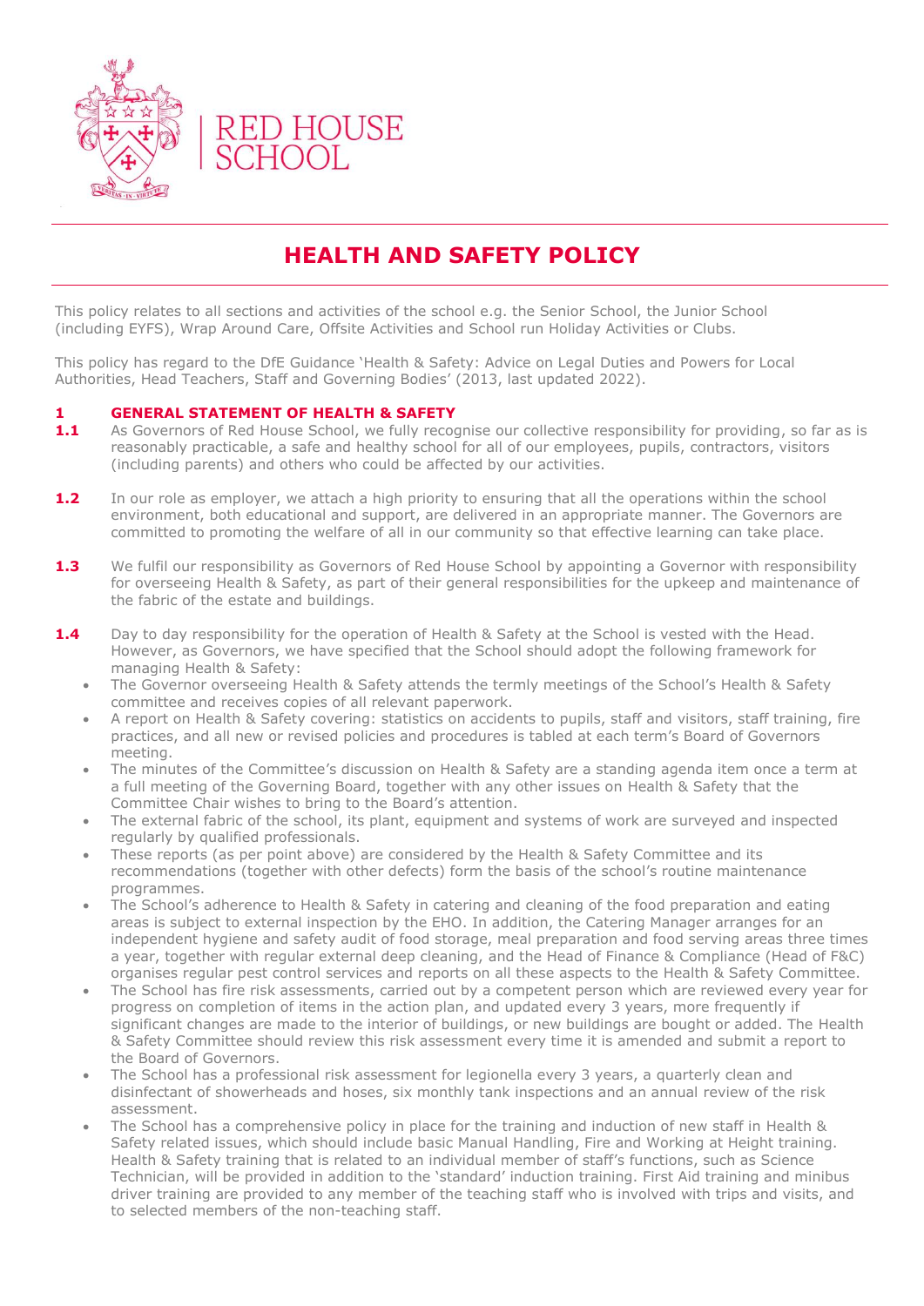RED HOUSE SCHOOL

# HEALTH AND SAFETY POLICY

This policy relates to all sections and activities of the school e.g. the Senior School, the Junior School (including EYFS), Wrap Around Care, Offsite Activities and School run Holiday Activities or Clubs.

This policy has regard to the DfE Guidance 'Health & Safety: Advice on Legal Duties and Powers for Local Authorities, Head Teachers, Staff and Governing Bodies' (2013, last updated 2022).

## 1 GENERAL STATEMENT OF HEALTH & SAFETY

**1.1** As Governors of Red House School, we fully recognise our collective responsibility for providing, so far as is reasonably practicable, a safe and healthy school for all of our employees, pupils, contractors, visitors (including parents) and others who could be affected by our activities.

**1.2** In our role as employer, we attach a high priority to ensuring that all the operations within the school environment, both educational and support, are delivered in an appropriate manner. The Governors are committed to promoting the welfare of all in our community so that effective learning can take place.

**1.3** We fulfil our responsibility as Governors of Red House School by appointing a Governor with responsibility for overseeing Health & Safety, as part of their general responsibilities for the upkeep and maintenance of the fabric of the estate and buildings.

**1.4** Day to day responsibility for the operation of Health & Safety at the School is vested with the Head. However, as Governors, we have specified that the School should adopt the following framework for managing Health & Safety:

- The Governor overseeing Health & Safety attends the termly meetings of the School's Health & Safety committee and receives copies of all relevant paperwork.
- A report on Health & Safety covering: statistics on accidents to pupils, staff and visitors, staff training, fire practices, and all new or revised policies and procedures is tabled at each term's Board of Governors meeting.
- The minutes of the Committee's discussion on Health & Safety are a standing agenda item once a term at a full meeting of the Governing Board, together with any other issues on Health & Safety that the Committee Chair wishes to bring to the Board's attention.
- The external fabric of the school, its plant, equipment and systems of work are surveyed and inspected regularly by qualified professionals.
- These reports (as per point above) are considered by the Health & Safety Committee and its recommendations (together with other defects) form the basis of the school's routine maintenance programmes.
- The School's adherence to Health & Safety in catering and cleaning of the food preparation and eating areas is subject to external inspection by the EHO. In addition, the Catering Manager arranges for an independent hygiene and safety audit of food storage, meal preparation and food serving areas three times a year, together with regular external deep cleaning, and the Head of Finance & Compliance (Head of F&C) organises regular pest control services and reports on all these aspects to the Health & Safety Committee.
- The School has fire risk assessments, carried out by a competent person which are reviewed every year for progress on completion of items in the action plan, and updated every 3 years, more frequently if significant changes are made to the interior of buildings, or new buildings are bought or added. The Health & Safety Committee should review this risk assessment every time it is amended and submit a report to the Board of Governors.
- The School has a professional risk assessment for legionella every 3 years, a quarterly clean and disinfectant of showerheads and hoses, six monthly tank inspections and an annual review of the risk assessment.
- The School has a comprehensive policy in place for the training and induction of new staff in Health & Safety related issues, which should include basic Manual Handling, Fire and Working at Height training. Health & Safety training that is related to an individual member of staff's functions, such as Science Technician, will be provided in addition to the 'standard' induction training. First Aid training and minibus driver training are provided to any member of the teaching staff who is involved with trips and visits, and to selected members of the non-teaching staff.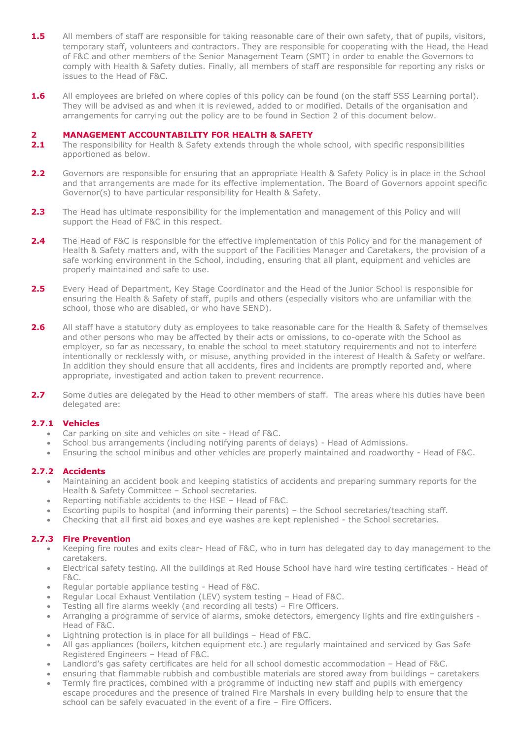**1.5** All members of staff are responsible for taking reasonable care of their own safety, that of pupils, visitors, temporary staff, volunteers and contractors. They are responsible for cooperating with the Head, the Head of F&C and other members of the Senior Management Team (SMT) in order to enable the Governors to comply with Health & Safety duties. Finally, all members of staff are responsible for reporting any risks or issues to the Head of F&C.

**1.6** All employees are briefed on where copies of this policy can be found (on the staff SSS Learning portal). They will be advised as and when it is reviewed, added to or modified. Details of the organisation and arrangements for carrying out the policy are to be found in Section 2 of this document below.

## 2 MANAGEMENT ACCOUNTABILITY FOR HEALTH & SAFETY

**2.1** The responsibility for Health & Safety extends through the whole school, with specific responsibilities apportioned as below.

**2.2** Governors are responsible for ensuring that an appropriate Health & Safety Policy is in place in the School and that arrangements are made for its effective implementation. The Board of Governors appoint specific Governor(s) to have particular responsibility for Health & Safety.

**2.3** The Head has ultimate responsibility for the implementation and management of this Policy and will support the Head of F&C in this respect.

**2.4** The Head of F&C is responsible for the effective implementation of this Policy and for the management of Health & Safety matters and, with the support of the Facilities Manager and Caretakers, the provision of a safe working environment in the School, including, ensuring that all plant, equipment and vehicles are properly maintained and safe to use.

**2.5** Every Head of Department, Key Stage Coordinator and the Head of the Junior School is responsible for ensuring the Health & Safety of staff, pupils and others (especially visitors who are unfamiliar with the school, those who are disabled, or who have SEND).

**2.6** All staff have a statutory duty as employees to take reasonable care for the Health & Safety of themselves and other persons who may be affected by their acts or omissions, to co-operate with the School as employer, so far as necessary, to enable the school to meet statutory requirements and not to interfere intentionally or recklessly with, or misuse, anything provided in the interest of Health & Safety or welfare. In addition they should ensure that all accidents, fires and incidents are promptly reported and, where appropriate, investigated and action taken to prevent recurrence.

**2.7** Some duties are delegated by the Head to other members of staff. The areas where his duties have been delegated are:

### 2.7.1 Vehicles

- Car parking on site and vehicles on site - Head of F&C.
- School bus arrangements (including notifying parents of delays) - Head of Admissions.
- Ensuring the school minibus and other vehicles are properly maintained and roadworthy - Head of F&C.

### 2.7.2 Accidents

- Maintaining an accident book and keeping statistics of accidents and preparing summary reports for the Health & Safety Committee – School secretaries.
- Reporting notifiable accidents to the HSE – Head of F&C.
- Escorting pupils to hospital (and informing their parents) – the School secretaries/teaching staff.
- Checking that all first aid boxes and eye washes are kept replenished - the School secretaries.

### 2.7.3 Fire Prevention

- Keeping fire routes and exits clear- Head of F&C, who in turn has delegated day to day management to the caretakers.
- Electrical safety testing. All the buildings at Red House School have hard wire testing certificates - Head of F&C.
- Regular portable appliance testing - Head of F&C.
- Regular Local Exhaust Ventilation (LEV) system testing – Head of F&C.
- Testing all fire alarms weekly (and recording all tests) – Fire Officers.
- Arranging a programme of service of alarms, smoke detectors, emergency lights and fire extinguishers - Head of F&C.
- Lightning protection is in place for all buildings – Head of F&C.
- All gas appliances (boilers, kitchen equipment etc.) are regularly maintained and serviced by Gas Safe Registered Engineers – Head of F&C.
- Landlord's gas safety certificates are held for all school domestic accommodation – Head of F&C.
- ensuring that flammable rubbish and combustible materials are stored away from buildings – caretakers
- Termly fire practices, combined with a programme of inducting new staff and pupils with emergency escape procedures and the presence of trained Fire Marshals in every building help to ensure that the school can be safely evacuated in the event of a fire – Fire Officers.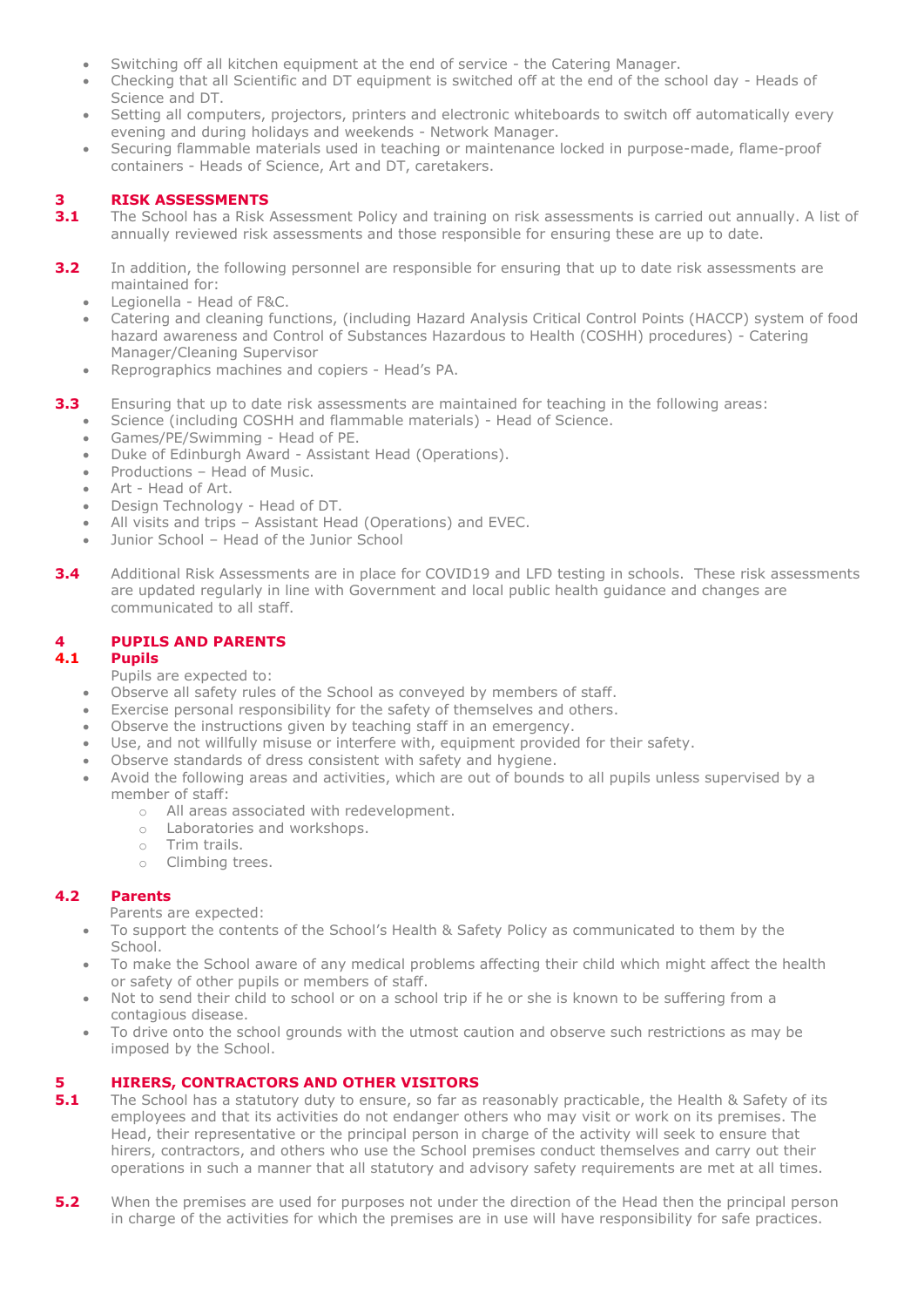- Switching off all kitchen equipment at the end of service - the Catering Manager.
- Checking that all Scientific and DT equipment is switched off at the end of the school day - Heads of Science and DT.
- Setting all computers, projectors, printers and electronic whiteboards to switch off automatically every evening and during holidays and weekends - Network Manager.
- Securing flammable materials used in teaching or maintenance locked in purpose-made, flame-proof containers - Heads of Science, Art and DT, caretakers.

## 3 RISK ASSESSMENTS

**3.1** The School has a Risk Assessment Policy and training on risk assessments is carried out annually. A list of annually reviewed risk assessments and those responsible for ensuring these are up to date.

**3.2** In addition, the following personnel are responsible for ensuring that up to date risk assessments are maintained for:

- Legionella - Head of F&C.
- Catering and cleaning functions, (including Hazard Analysis Critical Control Points (HACCP) system of food hazard awareness and Control of Substances Hazardous to Health (COSHH) procedures) - Catering Manager/Cleaning Supervisor
- Reprographics machines and copiers - Head's PA.

**3.3** Ensuring that up to date risk assessments are maintained for teaching in the following areas:

- Science (including COSHH and flammable materials) - Head of Science.
- Games/PE/Swimming - Head of PE.
- Duke of Edinburgh Award - Assistant Head (Operations).
- Productions – Head of Music.
- Art - Head of Art.
- Design Technology - Head of DT.
- All visits and trips – Assistant Head (Operations) and EVEC.
- Junior School – Head of the Junior School

**3.4** Additional Risk Assessments are in place for COVID19 and LFD testing in schools. These risk assessments are updated regularly in line with Government and local public health guidance and changes are communicated to all staff.

## 4 PUPILS AND PARENTS

### 4.1 Pupils

Pupils are expected to:

- Observe all safety rules of the School as conveyed by members of staff.
- Exercise personal responsibility for the safety of themselves and others.
- Observe the instructions given by teaching staff in an emergency.
- Use, and not willfully misuse or interfere with, equipment provided for their safety.
- Observe standards of dress consistent with safety and hygiene.
- Avoid the following areas and activities, which are out of bounds to all pupils unless supervised by a member of staff:
  - All areas associated with redevelopment.
  - Laboratories and workshops.
  - Trim trails.
  - Climbing trees.

### 4.2 Parents

Parents are expected:

- To support the contents of the School's Health & Safety Policy as communicated to them by the School.
- To make the School aware of any medical problems affecting their child which might affect the health or safety of other pupils or members of staff.
- Not to send their child to school or on a school trip if he or she is known to be suffering from a contagious disease.
- To drive onto the school grounds with the utmost caution and observe such restrictions as may be imposed by the School.

## 5 HIRERS, CONTRACTORS AND OTHER VISITORS

**5.1** The School has a statutory duty to ensure, so far as reasonably practicable, the Health & Safety of its employees and that its activities do not endanger others who may visit or work on its premises. The Head, their representative or the principal person in charge of the activity will seek to ensure that hirers, contractors, and others who use the School premises conduct themselves and carry out their operations in such a manner that all statutory and advisory safety requirements are met at all times.

**5.2** When the premises are used for purposes not under the direction of the Head then the principal person in charge of the activities for which the premises are in use will have responsibility for safe practices.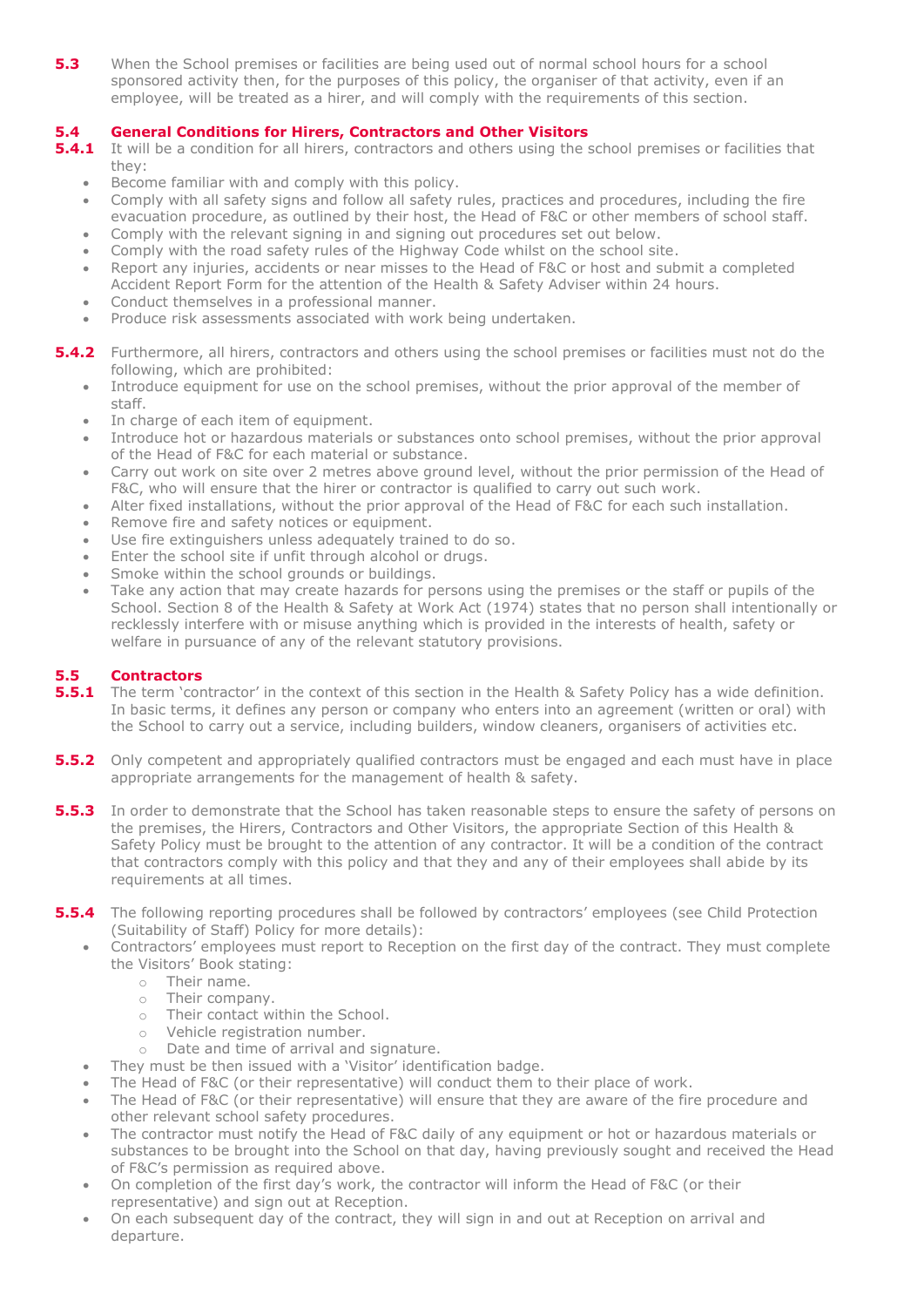**5.3** When the School premises or facilities are being used out of normal school hours for a school sponsored activity then, for the purposes of this policy, the organiser of that activity, even if an employee, will be treated as a hirer, and will comply with the requirements of this section.

### 5.4 General Conditions for Hirers, Contractors and Other Visitors

**5.4.1** It will be a condition for all hirers, contractors and others using the school premises or facilities that they:

- Become familiar with and comply with this policy.
- Comply with all safety signs and follow all safety rules, practices and procedures, including the fire evacuation procedure, as outlined by their host, the Head of F&C or other members of school staff.
- Comply with the relevant signing in and signing out procedures set out below.
- Comply with the road safety rules of the Highway Code whilst on the school site.
- Report any injuries, accidents or near misses to the Head of F&C or host and submit a completed Accident Report Form for the attention of the Health & Safety Adviser within 24 hours.
- Conduct themselves in a professional manner.
- Produce risk assessments associated with work being undertaken.

**5.4.2** Furthermore, all hirers, contractors and others using the school premises or facilities must not do the following, which are prohibited:

- Introduce equipment for use on the school premises, without the prior approval of the member of staff.
- In charge of each item of equipment.
- Introduce hot or hazardous materials or substances onto school premises, without the prior approval of the Head of F&C for each material or substance.
- Carry out work on site over 2 metres above ground level, without the prior permission of the Head of F&C, who will ensure that the hirer or contractor is qualified to carry out such work.
- Alter fixed installations, without the prior approval of the Head of F&C for each such installation.
- Remove fire and safety notices or equipment.
- Use fire extinguishers unless adequately trained to do so.
- Enter the school site if unfit through alcohol or drugs.
- Smoke within the school grounds or buildings.
- Take any action that may create hazards for persons using the premises or the staff or pupils of the School. Section 8 of the Health & Safety at Work Act (1974) states that no person shall intentionally or recklessly interfere with or misuse anything which is provided in the interests of health, safety or welfare in pursuance of any of the relevant statutory provisions.

### 5.5 Contractors

**5.5.1** The term 'contractor' in the context of this section in the Health & Safety Policy has a wide definition. In basic terms, it defines any person or company who enters into an agreement (written or oral) with the School to carry out a service, including builders, window cleaners, organisers of activities etc.

**5.5.2** Only competent and appropriately qualified contractors must be engaged and each must have in place appropriate arrangements for the management of health & safety.

**5.5.3** In order to demonstrate that the School has taken reasonable steps to ensure the safety of persons on the premises, the Hirers, Contractors and Other Visitors, the appropriate Section of this Health & Safety Policy must be brought to the attention of any contractor. It will be a condition of the contract that contractors comply with this policy and that they and any of their employees shall abide by its requirements at all times.

**5.5.4** The following reporting procedures shall be followed by contractors' employees (see Child Protection (Suitability of Staff) Policy for more details):

- Contractors' employees must report to Reception on the first day of the contract. They must complete the Visitors' Book stating:
  - Their name.
  - Their company.
  - Their contact within the School.
  - Vehicle registration number.
  - Date and time of arrival and signature.
- They must be then issued with a 'Visitor' identification badge.
- The Head of F&C (or their representative) will conduct them to their place of work.
- The Head of F&C (or their representative) will ensure that they are aware of the fire procedure and other relevant school safety procedures.
- The contractor must notify the Head of F&C daily of any equipment or hot or hazardous materials or substances to be brought into the School on that day, having previously sought and received the Head of F&C's permission as required above.
- On completion of the first day's work, the contractor will inform the Head of F&C (or their representative) and sign out at Reception.
- On each subsequent day of the contract, they will sign in and out at Reception on arrival and departure.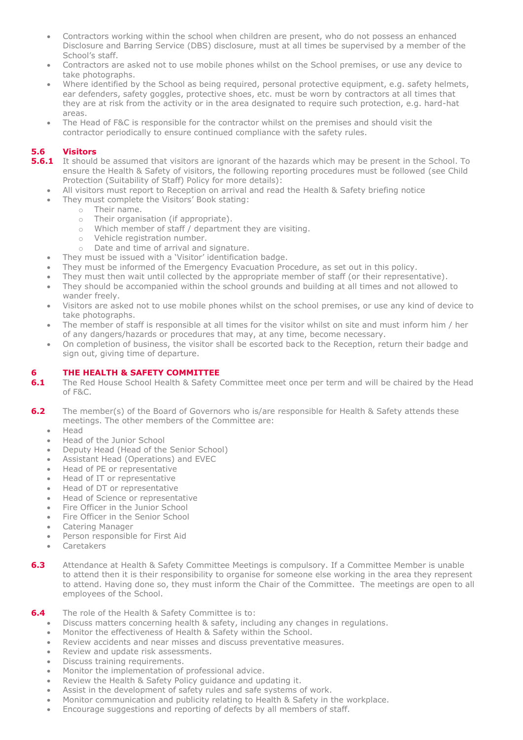- Contractors working within the school when children are present, who do not possess an enhanced Disclosure and Barring Service (DBS) disclosure, must at all times be supervised by a member of the School's staff.
- Contractors are asked not to use mobile phones whilst on the School premises, or use any device to take photographs.
- Where identified by the School as being required, personal protective equipment, e.g. safety helmets, ear defenders, safety goggles, protective shoes, etc. must be worn by contractors at all times that they are at risk from the activity or in the area designated to require such protection, e.g. hard-hat areas.
- The Head of F&C is responsible for the contractor whilst on the premises and should visit the contractor periodically to ensure continued compliance with the safety rules.

### 5.6 Visitors

**5.6.1** It should be assumed that visitors are ignorant of the hazards which may be present in the School. To ensure the Health & Safety of visitors, the following reporting procedures must be followed (see Child Protection (Suitability of Staff) Policy for more details):

- All visitors must report to Reception on arrival and read the Health & Safety briefing notice
- They must complete the Visitors' Book stating:
    - Their name.
    - Their organisation (if appropriate).
    - Which member of staff / department they are visiting.
    - Vehicle registration number.
    - Date and time of arrival and signature.
- They must be issued with a 'Visitor' identification badge.
- They must be informed of the Emergency Evacuation Procedure, as set out in this policy.
- They must then wait until collected by the appropriate member of staff (or their representative).
- They should be accompanied within the school grounds and building at all times and not allowed to wander freely.
- Visitors are asked not to use mobile phones whilst on the school premises, or use any kind of device to take photographs.
- The member of staff is responsible at all times for the visitor whilst on site and must inform him / her of any dangers/hazards or procedures that may, at any time, become necessary.
- On completion of business, the visitor shall be escorted back to the Reception, return their badge and sign out, giving time of departure.

## 6 THE HEALTH & SAFETY COMMITTEE

**6.1** The Red House School Health & Safety Committee meet once per term and will be chaired by the Head of F&C.

**6.2** The member(s) of the Board of Governors who is/are responsible for Health & Safety attends these meetings. The other members of the Committee are:

- Head
- Head of the Junior School
- Deputy Head (Head of the Senior School)
- Assistant Head (Operations) and EVEC
- Head of PE or representative
- Head of IT or representative
- Head of DT or representative
- Head of Science or representative
- Fire Officer in the Junior School
- Fire Officer in the Senior School
- Catering Manager
- Person responsible for First Aid
- Caretakers

**6.3** Attendance at Health & Safety Committee Meetings is compulsory. If a Committee Member is unable to attend then it is their responsibility to organise for someone else working in the area they represent to attend. Having done so, they must inform the Chair of the Committee. The meetings are open to all employees of the School.

**6.4** The role of the Health & Safety Committee is to:

- Discuss matters concerning health & safety, including any changes in regulations.
- Monitor the effectiveness of Health & Safety within the School.
- Review accidents and near misses and discuss preventative measures.
- Review and update risk assessments.
- Discuss training requirements.
- Monitor the implementation of professional advice.
- Review the Health & Safety Policy guidance and updating it.
- Assist in the development of safety rules and safe systems of work.
- Monitor communication and publicity relating to Health & Safety in the workplace.
- Encourage suggestions and reporting of defects by all members of staff.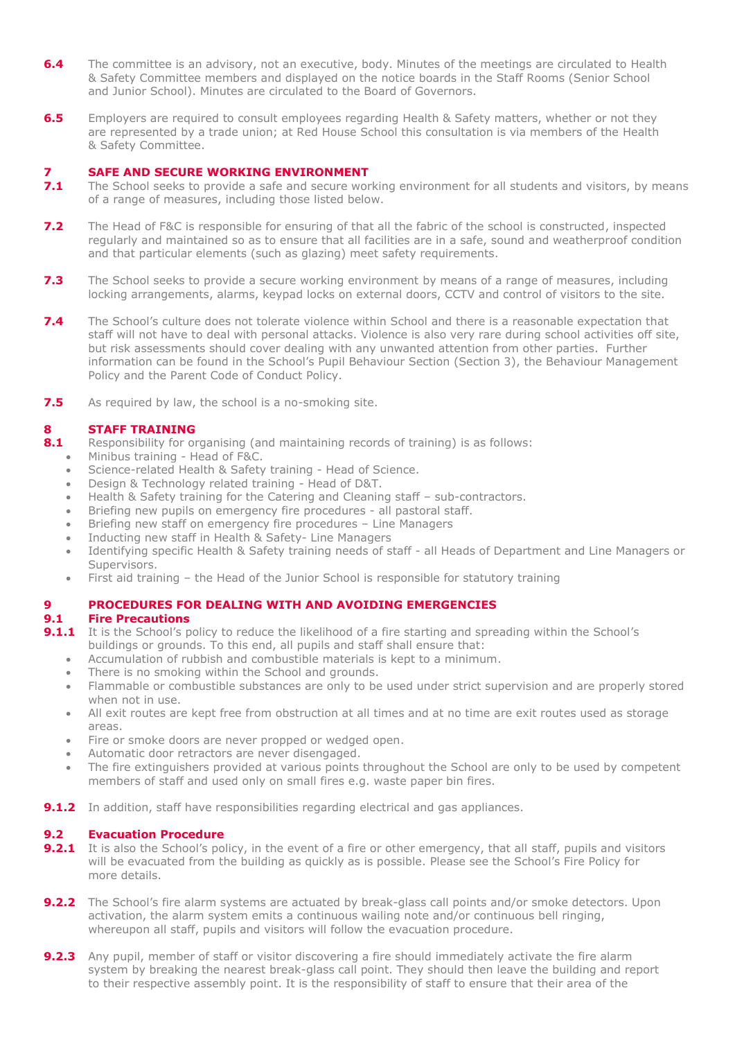**6.4** The committee is an advisory, not an executive, body. Minutes of the meetings are circulated to Health & Safety Committee members and displayed on the notice boards in the Staff Rooms (Senior School and Junior School). Minutes are circulated to the Board of Governors.

**6.5** Employers are required to consult employees regarding Health & Safety matters, whether or not they are represented by a trade union; at Red House School this consultation is via members of the Health & Safety Committee.

## 7 SAFE AND SECURE WORKING ENVIRONMENT

**7.1** The School seeks to provide a safe and secure working environment for all students and visitors, by means of a range of measures, including those listed below.

**7.2** The Head of F&C is responsible for ensuring of that all the fabric of the school is constructed, inspected regularly and maintained so as to ensure that all facilities are in a safe, sound and weatherproof condition and that particular elements (such as glazing) meet safety requirements.

**7.3** The School seeks to provide a secure working environment by means of a range of measures, including locking arrangements, alarms, keypad locks on external doors, CCTV and control of visitors to the site.

**7.4** The School's culture does not tolerate violence within School and there is a reasonable expectation that staff will not have to deal with personal attacks. Violence is also very rare during school activities off site, but risk assessments should cover dealing with any unwanted attention from other parties. Further information can be found in the School's Pupil Behaviour Section (Section 3), the Behaviour Management Policy and the Parent Code of Conduct Policy.

**7.5** As required by law, the school is a no-smoking site.

## 8 STAFF TRAINING

**8.1** Responsibility for organising (and maintaining records of training) is as follows:

- Minibus training - Head of F&C.
- Science-related Health & Safety training - Head of Science.
- Design & Technology related training - Head of D&T.
- Health & Safety training for the Catering and Cleaning staff – sub-contractors.
- Briefing new pupils on emergency fire procedures - all pastoral staff.
- Briefing new staff on emergency fire procedures – Line Managers
- Inducting new staff in Health & Safety- Line Managers
- Identifying specific Health & Safety training needs of staff - all Heads of Department and Line Managers or Supervisors.
- First aid training – the Head of the Junior School is responsible for statutory training

## 9 PROCEDURES FOR DEALING WITH AND AVOIDING EMERGENCIES

### 9.1 Fire Precautions

**9.1.1** It is the School's policy to reduce the likelihood of a fire starting and spreading within the School's buildings or grounds. To this end, all pupils and staff shall ensure that:

- Accumulation of rubbish and combustible materials is kept to a minimum.
- There is no smoking within the School and grounds.
- Flammable or combustible substances are only to be used under strict supervision and are properly stored when not in use.
- All exit routes are kept free from obstruction at all times and at no time are exit routes used as storage areas.
- Fire or smoke doors are never propped or wedged open.
- Automatic door retractors are never disengaged.
- The fire extinguishers provided at various points throughout the School are only to be used by competent members of staff and used only on small fires e.g. waste paper bin fires.

**9.1.2** In addition, staff have responsibilities regarding electrical and gas appliances.

### 9.2 Evacuation Procedure

**9.2.1** It is also the School's policy, in the event of a fire or other emergency, that all staff, pupils and visitors will be evacuated from the building as quickly as is possible. Please see the School's Fire Policy for more details.

**9.2.2** The School's fire alarm systems are actuated by break-glass call points and/or smoke detectors. Upon activation, the alarm system emits a continuous wailing note and/or continuous bell ringing, whereupon all staff, pupils and visitors will follow the evacuation procedure.

**9.2.3** Any pupil, member of staff or visitor discovering a fire should immediately activate the fire alarm system by breaking the nearest break-glass call point. They should then leave the building and report to their respective assembly point. It is the responsibility of staff to ensure that their area of the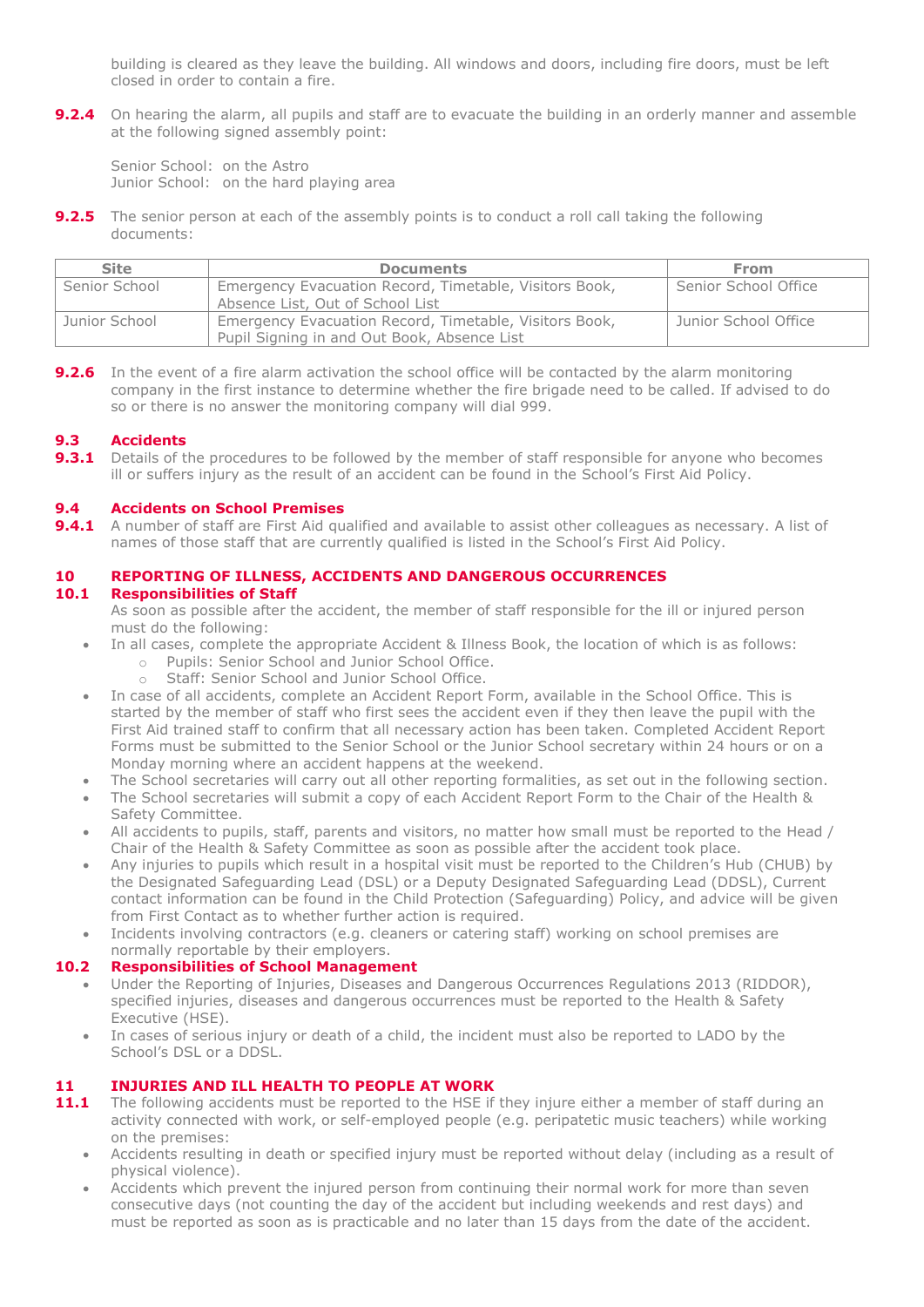building is cleared as they leave the building. All windows and doors, including fire doors, must be left closed in order to contain a fire.

**9.2.4** On hearing the alarm, all pupils and staff are to evacuate the building in an orderly manner and assemble at the following signed assembly point:

Senior School: on the Astro
Junior School: on the hard playing area

**9.2.5** The senior person at each of the assembly points is to conduct a roll call taking the following documents:

| Site | Documents | From |
|---|---|---|
| Senior School | Emergency Evacuation Record, Timetable, Visitors Book, Absence List, Out of School List | Senior School Office |
| Junior School | Emergency Evacuation Record, Timetable, Visitors Book, Pupil Signing in and Out Book, Absence List | Junior School Office |

**9.2.6** In the event of a fire alarm activation the school office will be contacted by the alarm monitoring company in the first instance to determine whether the fire brigade need to be called. If advised to do so or there is no answer the monitoring company will dial 999.

### 9.3 Accidents

**9.3.1** Details of the procedures to be followed by the member of staff responsible for anyone who becomes ill or suffers injury as the result of an accident can be found in the School's First Aid Policy.

### 9.4 Accidents on School Premises

**9.4.1** A number of staff are First Aid qualified and available to assist other colleagues as necessary. A list of names of those staff that are currently qualified is listed in the School's First Aid Policy.

## 10 REPORTING OF ILLNESS, ACCIDENTS AND DANGEROUS OCCURRENCES

### 10.1 Responsibilities of Staff

As soon as possible after the accident, the member of staff responsible for the ill or injured person must do the following:

- In all cases, complete the appropriate Accident & Illness Book, the location of which is as follows:
  - Pupils: Senior School and Junior School Office.
  - Staff: Senior School and Junior School Office.
- In case of all accidents, complete an Accident Report Form, available in the School Office. This is started by the member of staff who first sees the accident even if they then leave the pupil with the First Aid trained staff to confirm that all necessary action has been taken. Completed Accident Report Forms must be submitted to the Senior School or the Junior School secretary within 24 hours or on a Monday morning where an accident happens at the weekend.
- The School secretaries will carry out all other reporting formalities, as set out in the following section.
- The School secretaries will submit a copy of each Accident Report Form to the Chair of the Health & Safety Committee.
- All accidents to pupils, staff, parents and visitors, no matter how small must be reported to the Head / Chair of the Health & Safety Committee as soon as possible after the accident took place.
- Any injuries to pupils which result in a hospital visit must be reported to the Children's Hub (CHUB) by the Designated Safeguarding Lead (DSL) or a Deputy Designated Safeguarding Lead (DDSL), Current contact information can be found in the Child Protection (Safeguarding) Policy, and advice will be given from First Contact as to whether further action is required.
- Incidents involving contractors (e.g. cleaners or catering staff) working on school premises are normally reportable by their employers.

### 10.2 Responsibilities of School Management

- Under the Reporting of Injuries, Diseases and Dangerous Occurrences Regulations 2013 (RIDDOR), specified injuries, diseases and dangerous occurrences must be reported to the Health & Safety Executive (HSE).
- In cases of serious injury or death of a child, the incident must also be reported to LADO by the School's DSL or a DDSL.

## 11 INJURIES AND ILL HEALTH TO PEOPLE AT WORK

**11.1** The following accidents must be reported to the HSE if they injure either a member of staff during an activity connected with work, or self-employed people (e.g. peripatetic music teachers) while working on the premises:

- Accidents resulting in death or specified injury must be reported without delay (including as a result of physical violence).
- Accidents which prevent the injured person from continuing their normal work for more than seven consecutive days (not counting the day of the accident but including weekends and rest days) and must be reported as soon as is practicable and no later than 15 days from the date of the accident.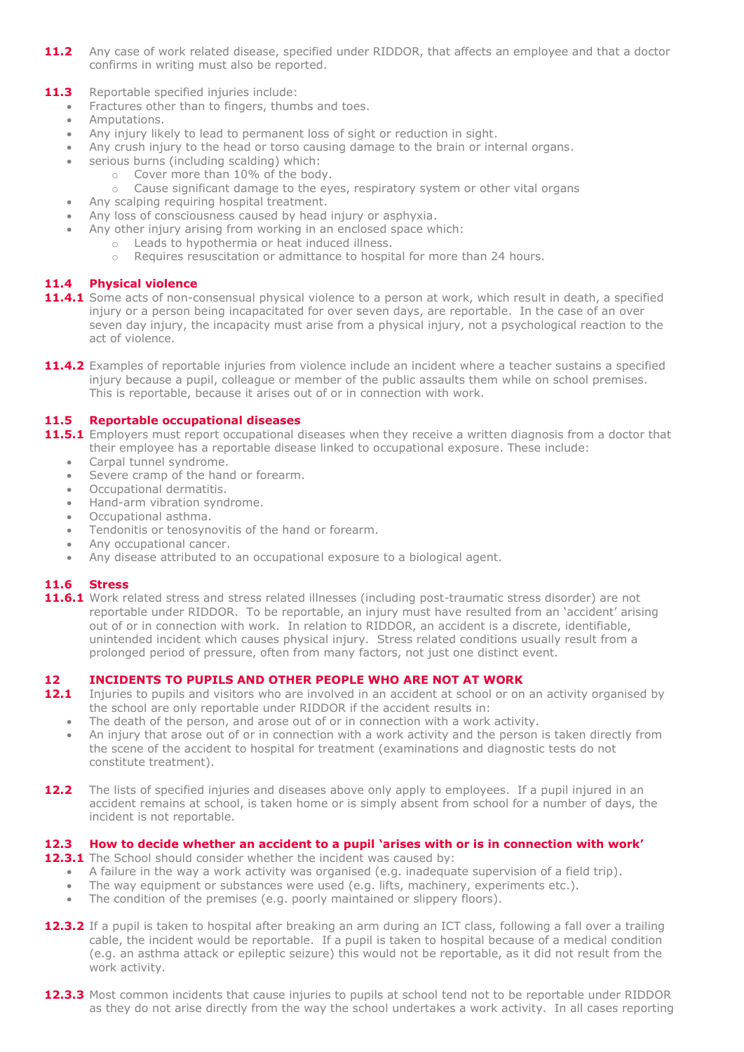**11.2** Any case of work related disease, specified under RIDDOR, that affects an employee and that a doctor confirms in writing must also be reported.

**11.3** Reportable specified injuries include:

- Fractures other than to fingers, thumbs and toes.
- Amputations.
- Any injury likely to lead to permanent loss of sight or reduction in sight.
- Any crush injury to the head or torso causing damage to the brain or internal organs.
- serious burns (including scalding) which:
  - Cover more than 10% of the body.
  - Cause significant damage to the eyes, respiratory system or other vital organs
- Any scalping requiring hospital treatment.
- Any loss of consciousness caused by head injury or asphyxia.
- Any other injury arising from working in an enclosed space which:
  - Leads to hypothermia or heat induced illness.
  - Requires resuscitation or admittance to hospital for more than 24 hours.

### 11.4 Physical violence

**11.4.1** Some acts of non-consensual physical violence to a person at work, which result in death, a specified injury or a person being incapacitated for over seven days, are reportable. In the case of an over seven day injury, the incapacity must arise from a physical injury, not a psychological reaction to the act of violence.

**11.4.2** Examples of reportable injuries from violence include an incident where a teacher sustains a specified injury because a pupil, colleague or member of the public assaults them while on school premises. This is reportable, because it arises out of or in connection with work.

### 11.5 Reportable occupational diseases

**11.5.1** Employers must report occupational diseases when they receive a written diagnosis from a doctor that their employee has a reportable disease linked to occupational exposure. These include:

- Carpal tunnel syndrome.
- Severe cramp of the hand or forearm.
- Occupational dermatitis.
- Hand-arm vibration syndrome.
- Occupational asthma.
- Tendonitis or tenosynovitis of the hand or forearm.
- Any occupational cancer.
- Any disease attributed to an occupational exposure to a biological agent.

### 11.6 Stress

**11.6.1** Work related stress and stress related illnesses (including post-traumatic stress disorder) are not reportable under RIDDOR. To be reportable, an injury must have resulted from an 'accident' arising out of or in connection with work. In relation to RIDDOR, an accident is a discrete, identifiable, unintended incident which causes physical injury. Stress related conditions usually result from a prolonged period of pressure, often from many factors, not just one distinct event.

## 12 INCIDENTS TO PUPILS AND OTHER PEOPLE WHO ARE NOT AT WORK

**12.1** Injuries to pupils and visitors who are involved in an accident at school or on an activity organised by the school are only reportable under RIDDOR if the accident results in:

- The death of the person, and arose out of or in connection with a work activity.
- An injury that arose out of or in connection with a work activity and the person is taken directly from the scene of the accident to hospital for treatment (examinations and diagnostic tests do not constitute treatment).

**12.2** The lists of specified injuries and diseases above only apply to employees. If a pupil injured in an accident remains at school, is taken home or is simply absent from school for a number of days, the incident is not reportable.

### 12.3 How to decide whether an accident to a pupil 'arises with or is in connection with work'

**12.3.1** The School should consider whether the incident was caused by:

- A failure in the way a work activity was organised (e.g. inadequate supervision of a field trip).
- The way equipment or substances were used (e.g. lifts, machinery, experiments etc.).
- The condition of the premises (e.g. poorly maintained or slippery floors).

**12.3.2** If a pupil is taken to hospital after breaking an arm during an ICT class, following a fall over a trailing cable, the incident would be reportable. If a pupil is taken to hospital because of a medical condition (e.g. an asthma attack or epileptic seizure) this would not be reportable, as it did not result from the work activity.

**12.3.3** Most common incidents that cause injuries to pupils at school tend not to be reportable under RIDDOR as they do not arise directly from the way the school undertakes a work activity. In all cases reporting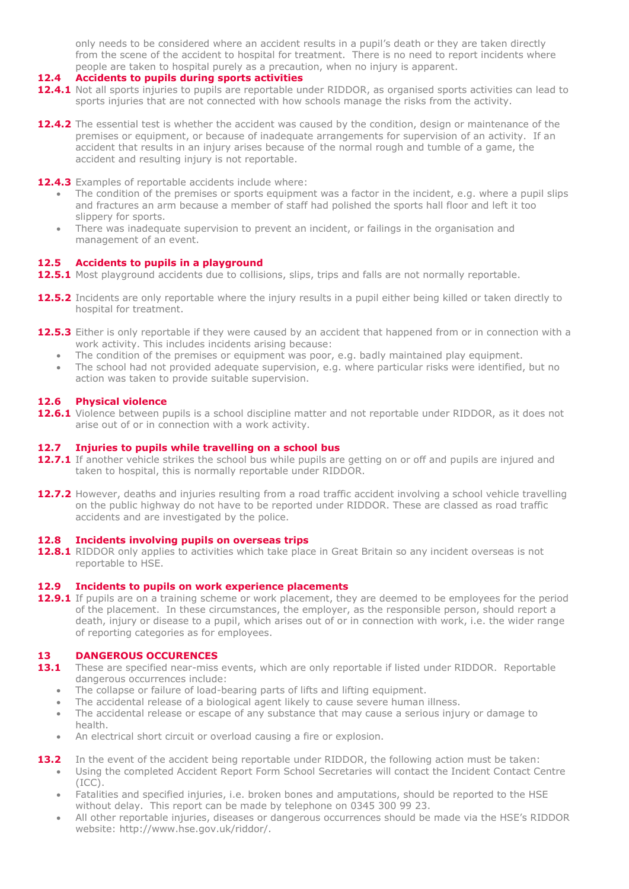only needs to be considered where an accident results in a pupil's death or they are taken directly from the scene of the accident to hospital for treatment. There is no need to report incidents where people are taken to hospital purely as a precaution, when no injury is apparent.

### 12.4 Accidents to pupils during sports activities

**12.4.1** Not all sports injuries to pupils are reportable under RIDDOR, as organised sports activities can lead to sports injuries that are not connected with how schools manage the risks from the activity.

**12.4.2** The essential test is whether the accident was caused by the condition, design or maintenance of the premises or equipment, or because of inadequate arrangements for supervision of an activity. If an accident that results in an injury arises because of the normal rough and tumble of a game, the accident and resulting injury is not reportable.

**12.4.3** Examples of reportable accidents include where:

- The condition of the premises or sports equipment was a factor in the incident, e.g. where a pupil slips and fractures an arm because a member of staff had polished the sports hall floor and left it too slippery for sports.
- There was inadequate supervision to prevent an incident, or failings in the organisation and management of an event.

### 12.5 Accidents to pupils in a playground

**12.5.1** Most playground accidents due to collisions, slips, trips and falls are not normally reportable.

**12.5.2** Incidents are only reportable where the injury results in a pupil either being killed or taken directly to hospital for treatment.

**12.5.3** Either is only reportable if they were caused by an accident that happened from or in connection with a work activity. This includes incidents arising because:

- The condition of the premises or equipment was poor, e.g. badly maintained play equipment.
- The school had not provided adequate supervision, e.g. where particular risks were identified, but no action was taken to provide suitable supervision.

### 12.6 Physical violence

**12.6.1** Violence between pupils is a school discipline matter and not reportable under RIDDOR, as it does not arise out of or in connection with a work activity.

### 12.7 Injuries to pupils while travelling on a school bus

**12.7.1** If another vehicle strikes the school bus while pupils are getting on or off and pupils are injured and taken to hospital, this is normally reportable under RIDDOR.

**12.7.2** However, deaths and injuries resulting from a road traffic accident involving a school vehicle travelling on the public highway do not have to be reported under RIDDOR. These are classed as road traffic accidents and are investigated by the police.

### 12.8 Incidents involving pupils on overseas trips

**12.8.1** RIDDOR only applies to activities which take place in Great Britain so any incident overseas is not reportable to HSE.

### 12.9 Incidents to pupils on work experience placements

**12.9.1** If pupils are on a training scheme or work placement, they are deemed to be employees for the period of the placement. In these circumstances, the employer, as the responsible person, should report a death, injury or disease to a pupil, which arises out of or in connection with work, i.e. the wider range of reporting categories as for employees.

## 13 DANGEROUS OCCURENCES

**13.1** These are specified near-miss events, which are only reportable if listed under RIDDOR. Reportable dangerous occurrences include:

- The collapse or failure of load-bearing parts of lifts and lifting equipment.
- The accidental release of a biological agent likely to cause severe human illness.
- The accidental release or escape of any substance that may cause a serious injury or damage to health.
- An electrical short circuit or overload causing a fire or explosion.

**13.2** In the event of the accident being reportable under RIDDOR, the following action must be taken:

- Using the completed Accident Report Form School Secretaries will contact the Incident Contact Centre (ICC).
- Fatalities and specified injuries, i.e. broken bones and amputations, should be reported to the HSE without delay. This report can be made by telephone on 0345 300 99 23.
- All other reportable injuries, diseases or dangerous occurrences should be made via the HSE's RIDDOR website: http://www.hse.gov.uk/riddor/.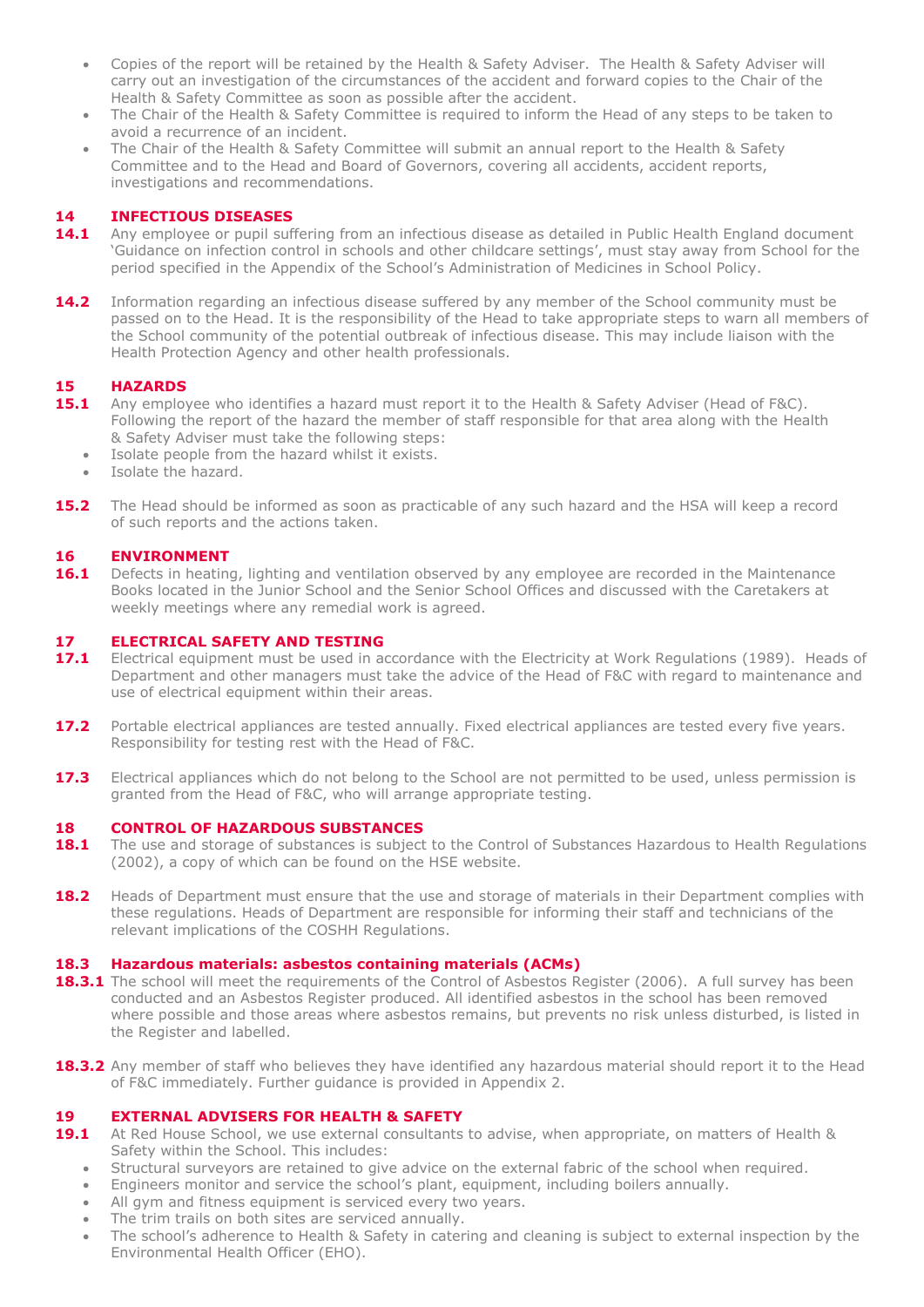- Copies of the report will be retained by the Health & Safety Adviser. The Health & Safety Adviser will carry out an investigation of the circumstances of the accident and forward copies to the Chair of the Health & Safety Committee as soon as possible after the accident.
- The Chair of the Health & Safety Committee is required to inform the Head of any steps to be taken to avoid a recurrence of an incident.
- The Chair of the Health & Safety Committee will submit an annual report to the Health & Safety Committee and to the Head and Board of Governors, covering all accidents, accident reports, investigations and recommendations.

## 14 INFECTIOUS DISEASES

**14.1** Any employee or pupil suffering from an infectious disease as detailed in Public Health England document 'Guidance on infection control in schools and other childcare settings', must stay away from School for the period specified in the Appendix of the School's Administration of Medicines in School Policy.

**14.2** Information regarding an infectious disease suffered by any member of the School community must be passed on to the Head. It is the responsibility of the Head to take appropriate steps to warn all members of the School community of the potential outbreak of infectious disease. This may include liaison with the Health Protection Agency and other health professionals.

## 15 HAZARDS

**15.1** Any employee who identifies a hazard must report it to the Health & Safety Adviser (Head of F&C). Following the report of the hazard the member of staff responsible for that area along with the Health & Safety Adviser must take the following steps:

- Isolate people from the hazard whilst it exists.
- Isolate the hazard.

**15.2** The Head should be informed as soon as practicable of any such hazard and the HSA will keep a record of such reports and the actions taken.

## 16 ENVIRONMENT

**16.1** Defects in heating, lighting and ventilation observed by any employee are recorded in the Maintenance Books located in the Junior School and the Senior School Offices and discussed with the Caretakers at weekly meetings where any remedial work is agreed.

## 17 ELECTRICAL SAFETY AND TESTING

**17.1** Electrical equipment must be used in accordance with the Electricity at Work Regulations (1989). Heads of Department and other managers must take the advice of the Head of F&C with regard to maintenance and use of electrical equipment within their areas.

**17.2** Portable electrical appliances are tested annually. Fixed electrical appliances are tested every five years. Responsibility for testing rest with the Head of F&C.

**17.3** Electrical appliances which do not belong to the School are not permitted to be used, unless permission is granted from the Head of F&C, who will arrange appropriate testing.

## 18 CONTROL OF HAZARDOUS SUBSTANCES

**18.1** The use and storage of substances is subject to the Control of Substances Hazardous to Health Regulations (2002), a copy of which can be found on the HSE website.

**18.2** Heads of Department must ensure that the use and storage of materials in their Department complies with these regulations. Heads of Department are responsible for informing their staff and technicians of the relevant implications of the COSHH Regulations.

### 18.3 Hazardous materials: asbestos containing materials (ACMs)

**18.3.1** The school will meet the requirements of the Control of Asbestos Register (2006). A full survey has been conducted and an Asbestos Register produced. All identified asbestos in the school has been removed where possible and those areas where asbestos remains, but prevents no risk unless disturbed, is listed in the Register and labelled.

**18.3.2** Any member of staff who believes they have identified any hazardous material should report it to the Head of F&C immediately. Further guidance is provided in Appendix 2.

## 19 EXTERNAL ADVISERS FOR HEALTH & SAFETY

**19.1** At Red House School, we use external consultants to advise, when appropriate, on matters of Health & Safety within the School. This includes:

- Structural surveyors are retained to give advice on the external fabric of the school when required.
- Engineers monitor and service the school's plant, equipment, including boilers annually.
- All gym and fitness equipment is serviced every two years.
- The trim trails on both sites are serviced annually.
- The school's adherence to Health & Safety in catering and cleaning is subject to external inspection by the Environmental Health Officer (EHO).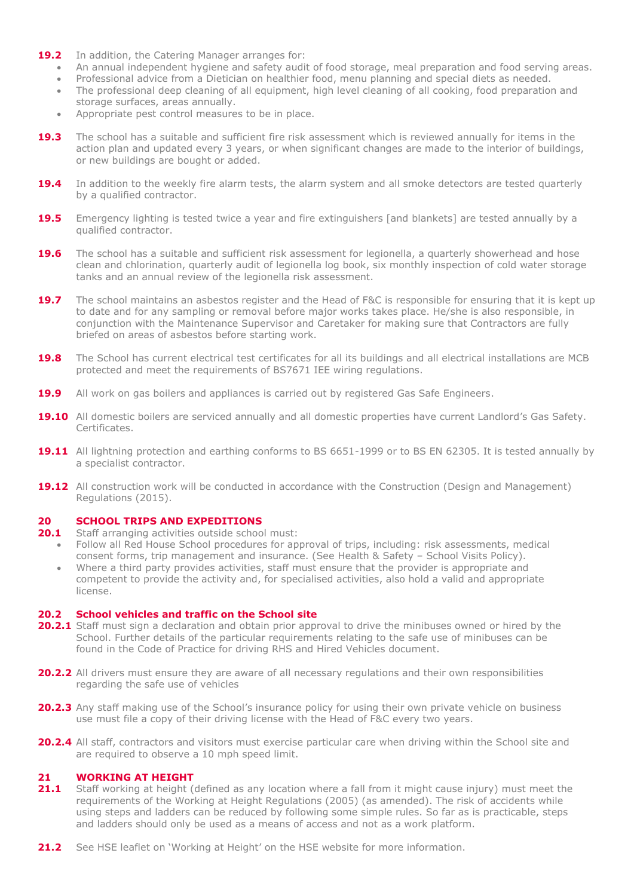**19.2** In addition, the Catering Manager arranges for:

- An annual independent hygiene and safety audit of food storage, meal preparation and food serving areas.
- Professional advice from a Dietician on healthier food, menu planning and special diets as needed.
- The professional deep cleaning of all equipment, high level cleaning of all cooking, food preparation and storage surfaces, areas annually.
- Appropriate pest control measures to be in place.

**19.3** The school has a suitable and sufficient fire risk assessment which is reviewed annually for items in the action plan and updated every 3 years, or when significant changes are made to the interior of buildings, or new buildings are bought or added.

**19.4** In addition to the weekly fire alarm tests, the alarm system and all smoke detectors are tested quarterly by a qualified contractor.

**19.5** Emergency lighting is tested twice a year and fire extinguishers [and blankets] are tested annually by a qualified contractor.

**19.6** The school has a suitable and sufficient risk assessment for legionella, a quarterly showerhead and hose clean and chlorination, quarterly audit of legionella log book, six monthly inspection of cold water storage tanks and an annual review of the legionella risk assessment.

**19.7** The school maintains an asbestos register and the Head of F&C is responsible for ensuring that it is kept up to date and for any sampling or removal before major works takes place. He/she is also responsible, in conjunction with the Maintenance Supervisor and Caretaker for making sure that Contractors are fully briefed on areas of asbestos before starting work.

**19.8** The School has current electrical test certificates for all its buildings and all electrical installations are MCB protected and meet the requirements of BS7671 IEE wiring regulations.

**19.9** All work on gas boilers and appliances is carried out by registered Gas Safe Engineers.

**19.10** All domestic boilers are serviced annually and all domestic properties have current Landlord's Gas Safety. Certificates.

**19.11** All lightning protection and earthing conforms to BS 6651-1999 or to BS EN 62305. It is tested annually by a specialist contractor.

**19.12** All construction work will be conducted in accordance with the Construction (Design and Management) Regulations (2015).

## 20 SCHOOL TRIPS AND EXPEDITIONS

**20.1** Staff arranging activities outside school must:

- Follow all Red House School procedures for approval of trips, including: risk assessments, medical consent forms, trip management and insurance. (See Health & Safety – School Visits Policy).
- Where a third party provides activities, staff must ensure that the provider is appropriate and competent to provide the activity and, for specialised activities, also hold a valid and appropriate license.

### 20.2 School vehicles and traffic on the School site

**20.2.1** Staff must sign a declaration and obtain prior approval to drive the minibuses owned or hired by the School. Further details of the particular requirements relating to the safe use of minibuses can be found in the Code of Practice for driving RHS and Hired Vehicles document.

**20.2.2** All drivers must ensure they are aware of all necessary regulations and their own responsibilities regarding the safe use of vehicles

**20.2.3** Any staff making use of the School's insurance policy for using their own private vehicle on business use must file a copy of their driving license with the Head of F&C every two years.

**20.2.4** All staff, contractors and visitors must exercise particular care when driving within the School site and are required to observe a 10 mph speed limit.

## 21 WORKING AT HEIGHT

**21.1** Staff working at height (defined as any location where a fall from it might cause injury) must meet the requirements of the Working at Height Regulations (2005) (as amended). The risk of accidents while using steps and ladders can be reduced by following some simple rules. So far as is practicable, steps and ladders should only be used as a means of access and not as a work platform.

**21.2** See HSE leaflet on 'Working at Height' on the HSE website for more information.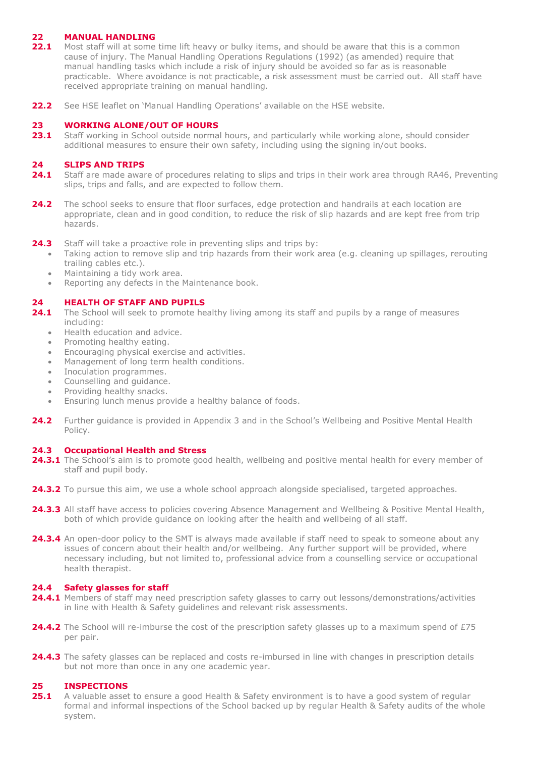## 22 MANUAL HANDLING

**22.1** Most staff will at some time lift heavy or bulky items, and should be aware that this is a common cause of injury. The Manual Handling Operations Regulations (1992) (as amended) require that manual handling tasks which include a risk of injury should be avoided so far as is reasonable practicable. Where avoidance is not practicable, a risk assessment must be carried out. All staff have received appropriate training on manual handling.

**22.2** See HSE leaflet on 'Manual Handling Operations' available on the HSE website.

## 23 WORKING ALONE/OUT OF HOURS

**23.1** Staff working in School outside normal hours, and particularly while working alone, should consider additional measures to ensure their own safety, including using the signing in/out books.

## 24 SLIPS AND TRIPS

**24.1** Staff are made aware of procedures relating to slips and trips in their work area through RA46, Preventing slips, trips and falls, and are expected to follow them.

**24.2** The school seeks to ensure that floor surfaces, edge protection and handrails at each location are appropriate, clean and in good condition, to reduce the risk of slip hazards and are kept free from trip hazards.

**24.3** Staff will take a proactive role in preventing slips and trips by:

- Taking action to remove slip and trip hazards from their work area (e.g. cleaning up spillages, rerouting trailing cables etc.).
- Maintaining a tidy work area.
- Reporting any defects in the Maintenance book.

## 24 HEALTH OF STAFF AND PUPILS

**24.1** The School will seek to promote healthy living among its staff and pupils by a range of measures including:

- Health education and advice.
- Promoting healthy eating.
- Encouraging physical exercise and activities.
- Management of long term health conditions.
- Inoculation programmes.
- Counselling and guidance.
- Providing healthy snacks.
- Ensuring lunch menus provide a healthy balance of foods.

**24.2** Further guidance is provided in Appendix 3 and in the School's Wellbeing and Positive Mental Health Policy.

### 24.3 Occupational Health and Stress

**24.3.1** The School's aim is to promote good health, wellbeing and positive mental health for every member of staff and pupil body.

**24.3.2** To pursue this aim, we use a whole school approach alongside specialised, targeted approaches.

**24.3.3** All staff have access to policies covering Absence Management and Wellbeing & Positive Mental Health, both of which provide guidance on looking after the health and wellbeing of all staff.

**24.3.4** An open-door policy to the SMT is always made available if staff need to speak to someone about any issues of concern about their health and/or wellbeing. Any further support will be provided, where necessary including, but not limited to, professional advice from a counselling service or occupational health therapist.

### 24.4 Safety glasses for staff

**24.4.1** Members of staff may need prescription safety glasses to carry out lessons/demonstrations/activities in line with Health & Safety guidelines and relevant risk assessments.

**24.4.2** The School will re-imburse the cost of the prescription safety glasses up to a maximum spend of £75 per pair.

**24.4.3** The safety glasses can be replaced and costs re-imbursed in line with changes in prescription details but not more than once in any one academic year.

## 25 INSPECTIONS

**25.1** A valuable asset to ensure a good Health & Safety environment is to have a good system of regular formal and informal inspections of the School backed up by regular Health & Safety audits of the whole system.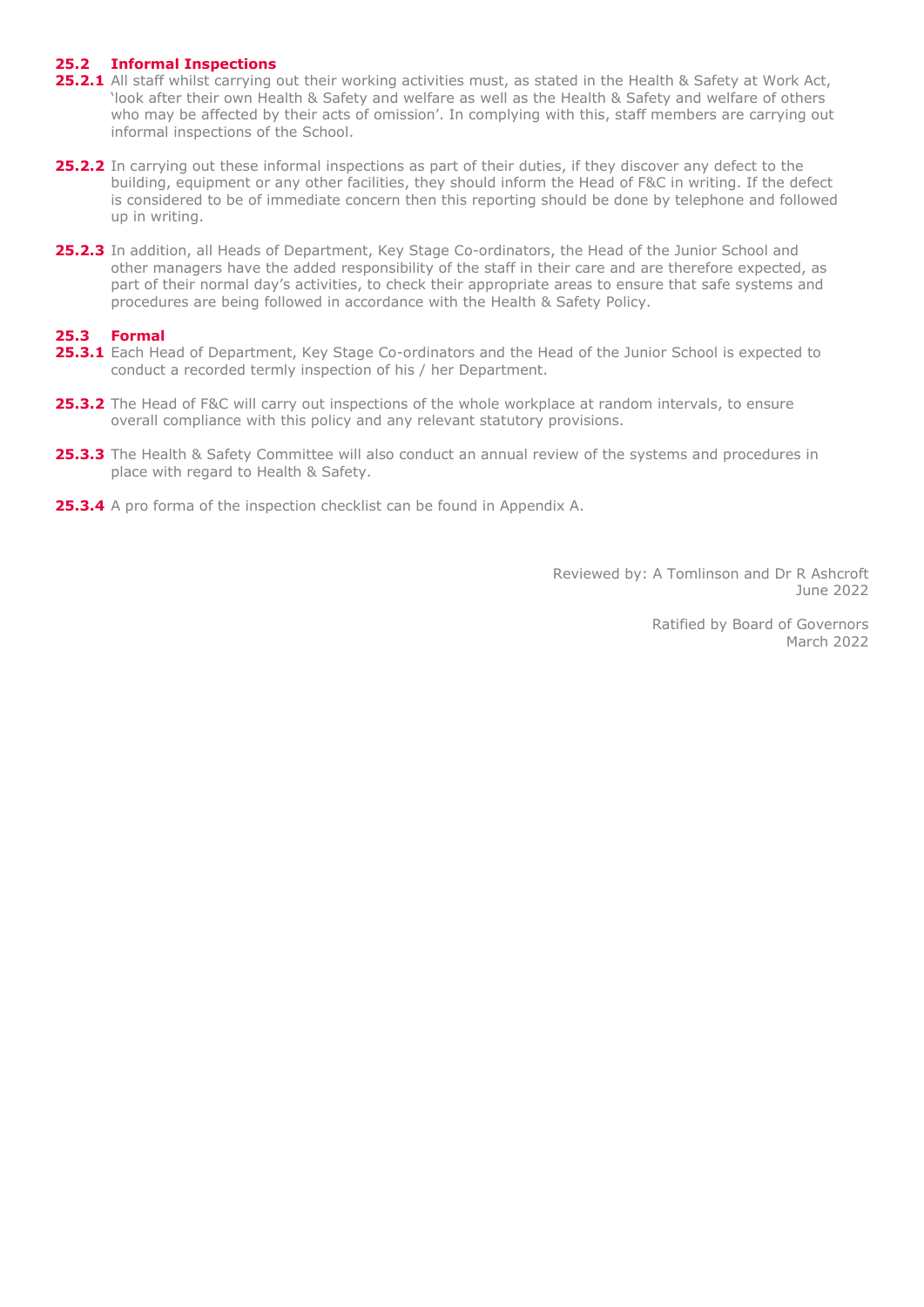### 25.2 Informal Inspections

**25.2.1** All staff whilst carrying out their working activities must, as stated in the Health & Safety at Work Act, 'look after their own Health & Safety and welfare as well as the Health & Safety and welfare of others who may be affected by their acts of omission'. In complying with this, staff members are carrying out informal inspections of the School.

**25.2.2** In carrying out these informal inspections as part of their duties, if they discover any defect to the building, equipment or any other facilities, they should inform the Head of F&C in writing. If the defect is considered to be of immediate concern then this reporting should be done by telephone and followed up in writing.

**25.2.3** In addition, all Heads of Department, Key Stage Co-ordinators, the Head of the Junior School and other managers have the added responsibility of the staff in their care and are therefore expected, as part of their normal day's activities, to check their appropriate areas to ensure that safe systems and procedures are being followed in accordance with the Health & Safety Policy.

### 25.3 Formal

**25.3.1** Each Head of Department, Key Stage Co-ordinators and the Head of the Junior School is expected to conduct a recorded termly inspection of his / her Department.

**25.3.2** The Head of F&C will carry out inspections of the whole workplace at random intervals, to ensure overall compliance with this policy and any relevant statutory provisions.

**25.3.3** The Health & Safety Committee will also conduct an annual review of the systems and procedures in place with regard to Health & Safety.

**25.3.4** A pro forma of the inspection checklist can be found in Appendix A.

Reviewed by: A Tomlinson and Dr R Ashcroft
June 2022

Ratified by Board of Governors
March 2022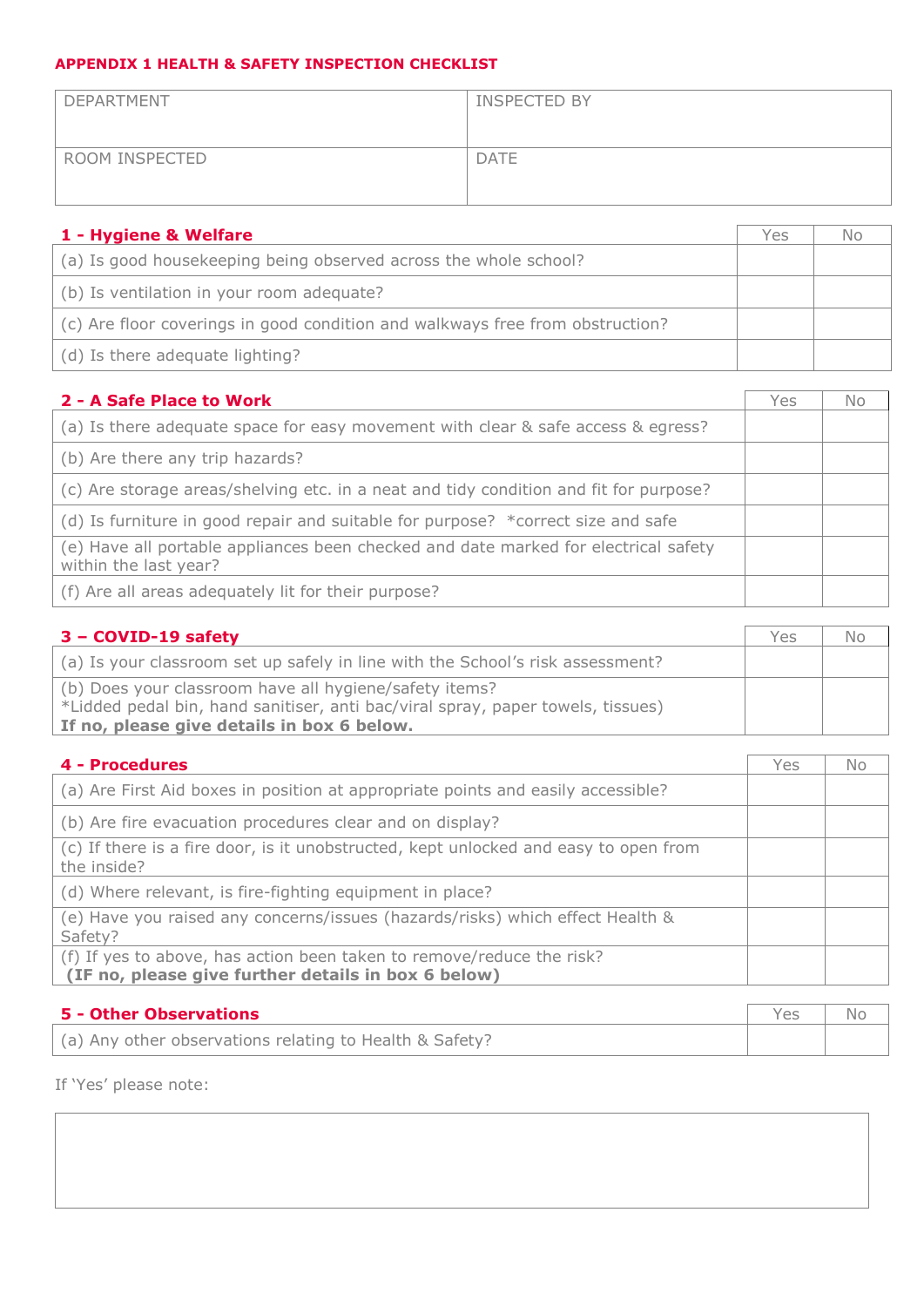**APPENDIX 1 HEALTH & SAFETY INSPECTION CHECKLIST**

| DEPARTMENT | INSPECTED BY |
|---|---|
| ROOM INSPECTED | DATE |

| **1 - Hygiene & Welfare** | Yes | No |
|---|---|---|
| (a) Is good housekeeping being observed across the whole school? | | |
| (b) Is ventilation in your room adequate? | | |
| (c) Are floor coverings in good condition and walkways free from obstruction? | | |
| (d) Is there adequate lighting? | | |

| **2 - A Safe Place to Work** | Yes | No |
|---|---|---|
| (a) Is there adequate space for easy movement with clear & safe access & egress? | | |
| (b) Are there any trip hazards? | | |
| (c) Are storage areas/shelving etc. in a neat and tidy condition and fit for purpose? | | |
| (d) Is furniture in good repair and suitable for purpose? *correct size and safe | | |
| (e) Have all portable appliances been checked and date marked for electrical safety within the last year? | | |
| (f) Are all areas adequately lit for their purpose? | | |

| **3 – COVID-19 safety** | Yes | No |
|---|---|---|
| (a) Is your classroom set up safely in line with the School's risk assessment? | | |
| (b) Does your classroom have all hygiene/safety items? *Lidded pedal bin, hand sanitiser, anti bac/viral spray, paper towels, tissues) **If no, please give details in box 6 below.** | | |

| **4 - Procedures** | Yes | No |
|---|---|---|
| (a) Are First Aid boxes in position at appropriate points and easily accessible? | | |
| (b) Are fire evacuation procedures clear and on display? | | |
| (c) If there is a fire door, is it unobstructed, kept unlocked and easy to open from the inside? | | |
| (d) Where relevant, is fire-fighting equipment in place? | | |
| (e) Have you raised any concerns/issues (hazards/risks) which effect Health & Safety? | | |
| (f) If yes to above, has action been taken to remove/reduce the risk? **(IF no, please give further details in box 6 below)** | | |

| **5 - Other Observations** | Yes | No |
|---|---|---|
| (a) Any other observations relating to Health & Safety? | | |

If 'Yes' please note:

| |
|---|
| |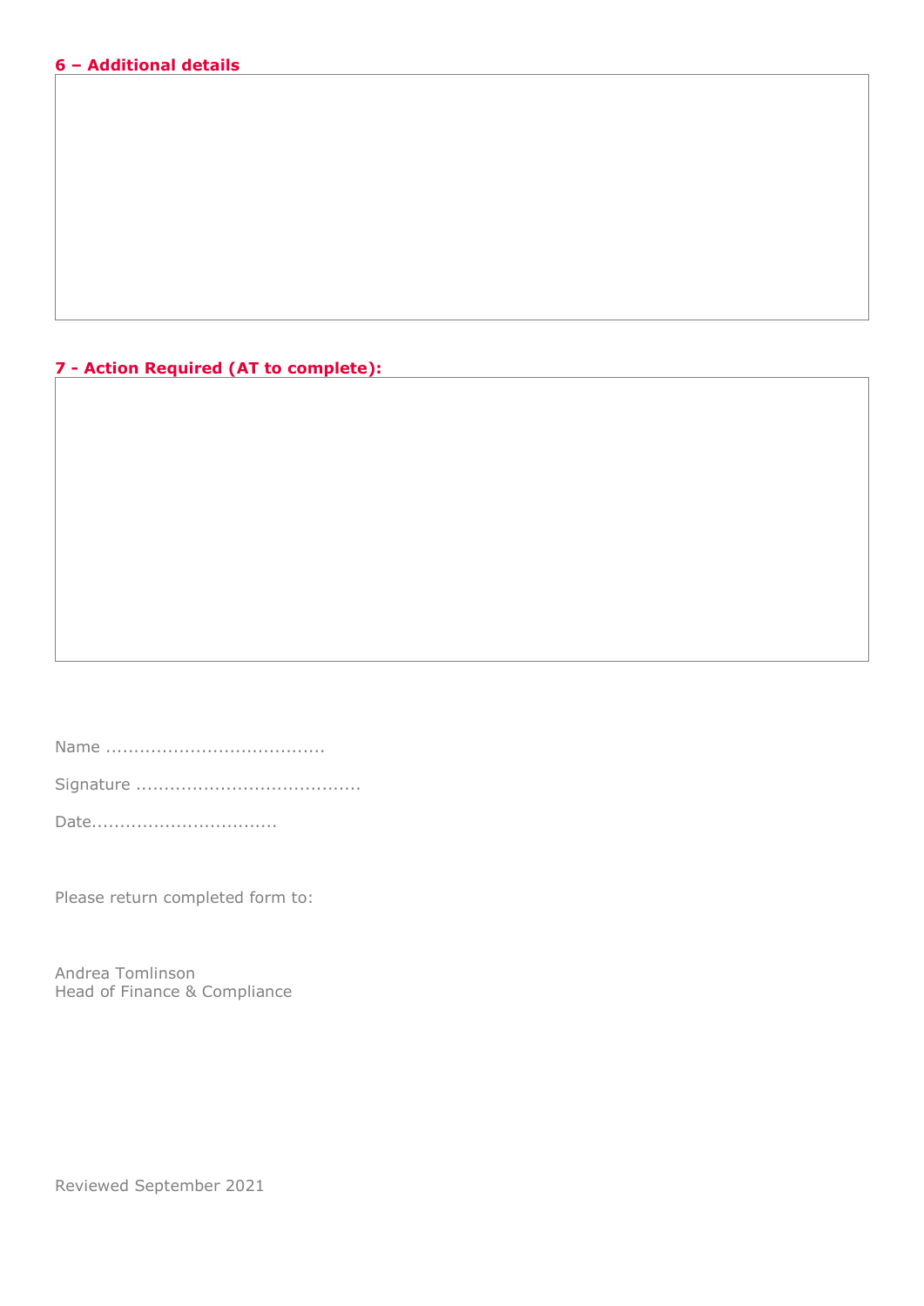**6 – Additional details**

| |
|---|
| |

**7 - Action Required (AT to complete):**

| |
|---|
| |

Name ......................................

Signature .......................................

Date................................

Please return completed form to:

Andrea Tomlinson
Head of Finance & Compliance

Reviewed September 2021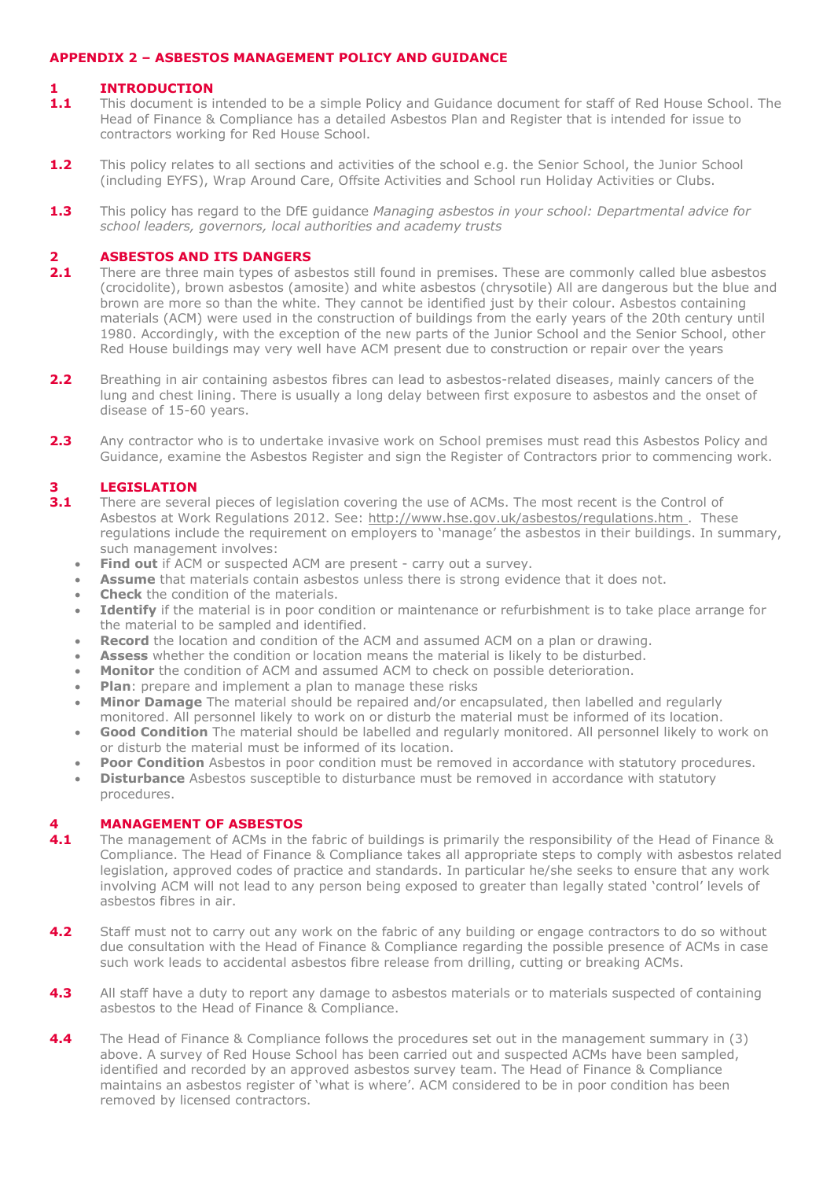## APPENDIX 2 – ASBESTOS MANAGEMENT POLICY AND GUIDANCE

### 1 INTRODUCTION

**1.1** This document is intended to be a simple Policy and Guidance document for staff of Red House School. The Head of Finance & Compliance has a detailed Asbestos Plan and Register that is intended for issue to contractors working for Red House School.

**1.2** This policy relates to all sections and activities of the school e.g. the Senior School, the Junior School (including EYFS), Wrap Around Care, Offsite Activities and School run Holiday Activities or Clubs.

**1.3** This policy has regard to the DfE guidance *Managing asbestos in your school: Departmental advice for school leaders, governors, local authorities and academy trusts*

### 2 ASBESTOS AND ITS DANGERS

**2.1** There are three main types of asbestos still found in premises. These are commonly called blue asbestos (crocidolite), brown asbestos (amosite) and white asbestos (chrysotile) All are dangerous but the blue and brown are more so than the white. They cannot be identified just by their colour. Asbestos containing materials (ACM) were used in the construction of buildings from the early years of the 20th century until 1980. Accordingly, with the exception of the new parts of the Junior School and the Senior School, other Red House buildings may very well have ACM present due to construction or repair over the years

**2.2** Breathing in air containing asbestos fibres can lead to asbestos-related diseases, mainly cancers of the lung and chest lining. There is usually a long delay between first exposure to asbestos and the onset of disease of 15-60 years.

**2.3** Any contractor who is to undertake invasive work on School premises must read this Asbestos Policy and Guidance, examine the Asbestos Register and sign the Register of Contractors prior to commencing work.

### 3 LEGISLATION

**3.1** There are several pieces of legislation covering the use of ACMs. The most recent is the Control of Asbestos at Work Regulations 2012. See: http://www.hse.gov.uk/asbestos/regulations.htm . These regulations include the requirement on employers to 'manage' the asbestos in their buildings. In summary, such management involves:

- **Find out** if ACM or suspected ACM are present - carry out a survey.
- **Assume** that materials contain asbestos unless there is strong evidence that it does not.
- **Check** the condition of the materials.
- **Identify** if the material is in poor condition or maintenance or refurbishment is to take place arrange for the material to be sampled and identified.
- **Record** the location and condition of the ACM and assumed ACM on a plan or drawing.
- **Assess** whether the condition or location means the material is likely to be disturbed.
- **Monitor** the condition of ACM and assumed ACM to check on possible deterioration.
- **Plan**: prepare and implement a plan to manage these risks
- **Minor Damage** The material should be repaired and/or encapsulated, then labelled and regularly monitored. All personnel likely to work on or disturb the material must be informed of its location.
- **Good Condition** The material should be labelled and regularly monitored. All personnel likely to work on or disturb the material must be informed of its location.
- **Poor Condition** Asbestos in poor condition must be removed in accordance with statutory procedures.
- **Disturbance** Asbestos susceptible to disturbance must be removed in accordance with statutory procedures.

### 4 MANAGEMENT OF ASBESTOS

**4.1** The management of ACMs in the fabric of buildings is primarily the responsibility of the Head of Finance & Compliance. The Head of Finance & Compliance takes all appropriate steps to comply with asbestos related legislation, approved codes of practice and standards. In particular he/she seeks to ensure that any work involving ACM will not lead to any person being exposed to greater than legally stated 'control' levels of asbestos fibres in air.

**4.2** Staff must not to carry out any work on the fabric of any building or engage contractors to do so without due consultation with the Head of Finance & Compliance regarding the possible presence of ACMs in case such work leads to accidental asbestos fibre release from drilling, cutting or breaking ACMs.

**4.3** All staff have a duty to report any damage to asbestos materials or to materials suspected of containing asbestos to the Head of Finance & Compliance.

**4.4** The Head of Finance & Compliance follows the procedures set out in the management summary in (3) above. A survey of Red House School has been carried out and suspected ACMs have been sampled, identified and recorded by an approved asbestos survey team. The Head of Finance & Compliance maintains an asbestos register of 'what is where'. ACM considered to be in poor condition has been removed by licensed contractors.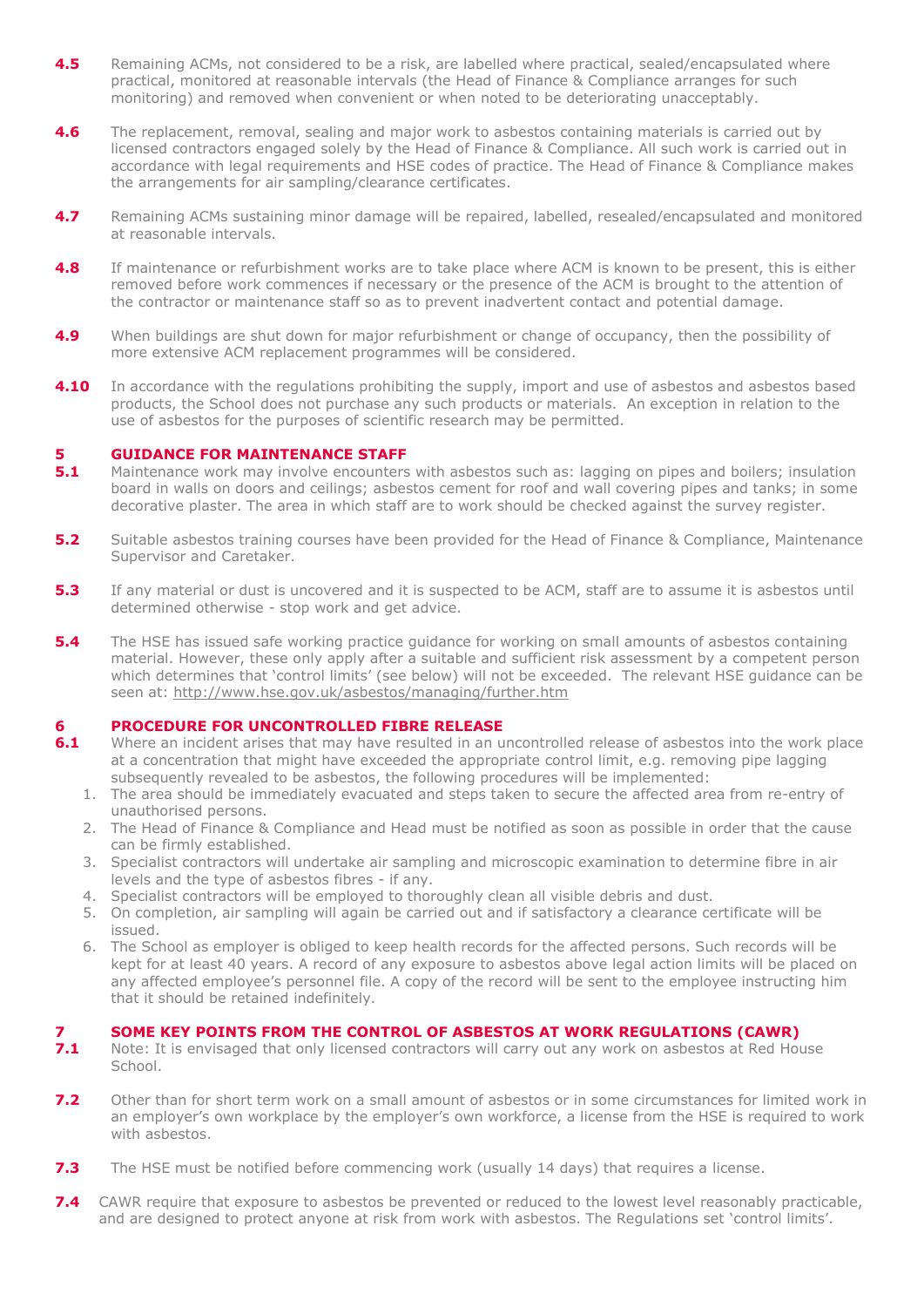**4.5** Remaining ACMs, not considered to be a risk, are labelled where practical, sealed/encapsulated where practical, monitored at reasonable intervals (the Head of Finance & Compliance arranges for such monitoring) and removed when convenient or when noted to be deteriorating unacceptably.

**4.6** The replacement, removal, sealing and major work to asbestos containing materials is carried out by licensed contractors engaged solely by the Head of Finance & Compliance. All such work is carried out in accordance with legal requirements and HSE codes of practice. The Head of Finance & Compliance makes the arrangements for air sampling/clearance certificates.

**4.7** Remaining ACMs sustaining minor damage will be repaired, labelled, resealed/encapsulated and monitored at reasonable intervals.

**4.8** If maintenance or refurbishment works are to take place where ACM is known to be present, this is either removed before work commences if necessary or the presence of the ACM is brought to the attention of the contractor or maintenance staff so as to prevent inadvertent contact and potential damage.

**4.9** When buildings are shut down for major refurbishment or change of occupancy, then the possibility of more extensive ACM replacement programmes will be considered.

**4.10** In accordance with the regulations prohibiting the supply, import and use of asbestos and asbestos based products, the School does not purchase any such products or materials. An exception in relation to the use of asbestos for the purposes of scientific research may be permitted.

## 5 GUIDANCE FOR MAINTENANCE STAFF

**5.1** Maintenance work may involve encounters with asbestos such as: lagging on pipes and boilers; insulation board in walls on doors and ceilings; asbestos cement for roof and wall covering pipes and tanks; in some decorative plaster. The area in which staff are to work should be checked against the survey register.

**5.2** Suitable asbestos training courses have been provided for the Head of Finance & Compliance, Maintenance Supervisor and Caretaker.

**5.3** If any material or dust is uncovered and it is suspected to be ACM, staff are to assume it is asbestos until determined otherwise - stop work and get advice.

**5.4** The HSE has issued safe working practice guidance for working on small amounts of asbestos containing material. However, these only apply after a suitable and sufficient risk assessment by a competent person which determines that 'control limits' (see below) will not be exceeded. The relevant HSE guidance can be seen at: http://www.hse.gov.uk/asbestos/managing/further.htm

## 6 PROCEDURE FOR UNCONTROLLED FIBRE RELEASE

**6.1** Where an incident arises that may have resulted in an uncontrolled release of asbestos into the work place at a concentration that might have exceeded the appropriate control limit, e.g. removing pipe lagging subsequently revealed to be asbestos, the following procedures will be implemented:

1. The area should be immediately evacuated and steps taken to secure the affected area from re-entry of unauthorised persons.
2. The Head of Finance & Compliance and Head must be notified as soon as possible in order that the cause can be firmly established.
3. Specialist contractors will undertake air sampling and microscopic examination to determine fibre in air levels and the type of asbestos fibres - if any.
4. Specialist contractors will be employed to thoroughly clean all visible debris and dust.
5. On completion, air sampling will again be carried out and if satisfactory a clearance certificate will be issued.
6. The School as employer is obliged to keep health records for the affected persons. Such records will be kept for at least 40 years. A record of any exposure to asbestos above legal action limits will be placed on any affected employee's personnel file. A copy of the record will be sent to the employee instructing him that it should be retained indefinitely.

## 7 SOME KEY POINTS FROM THE CONTROL OF ASBESTOS AT WORK REGULATIONS (CAWR)

**7.1** Note: It is envisaged that only licensed contractors will carry out any work on asbestos at Red House School.

**7.2** Other than for short term work on a small amount of asbestos or in some circumstances for limited work in an employer's own workplace by the employer's own workforce, a license from the HSE is required to work with asbestos.

**7.3** The HSE must be notified before commencing work (usually 14 days) that requires a license.

**7.4** CAWR require that exposure to asbestos be prevented or reduced to the lowest level reasonably practicable, and are designed to protect anyone at risk from work with asbestos. The Regulations set 'control limits'.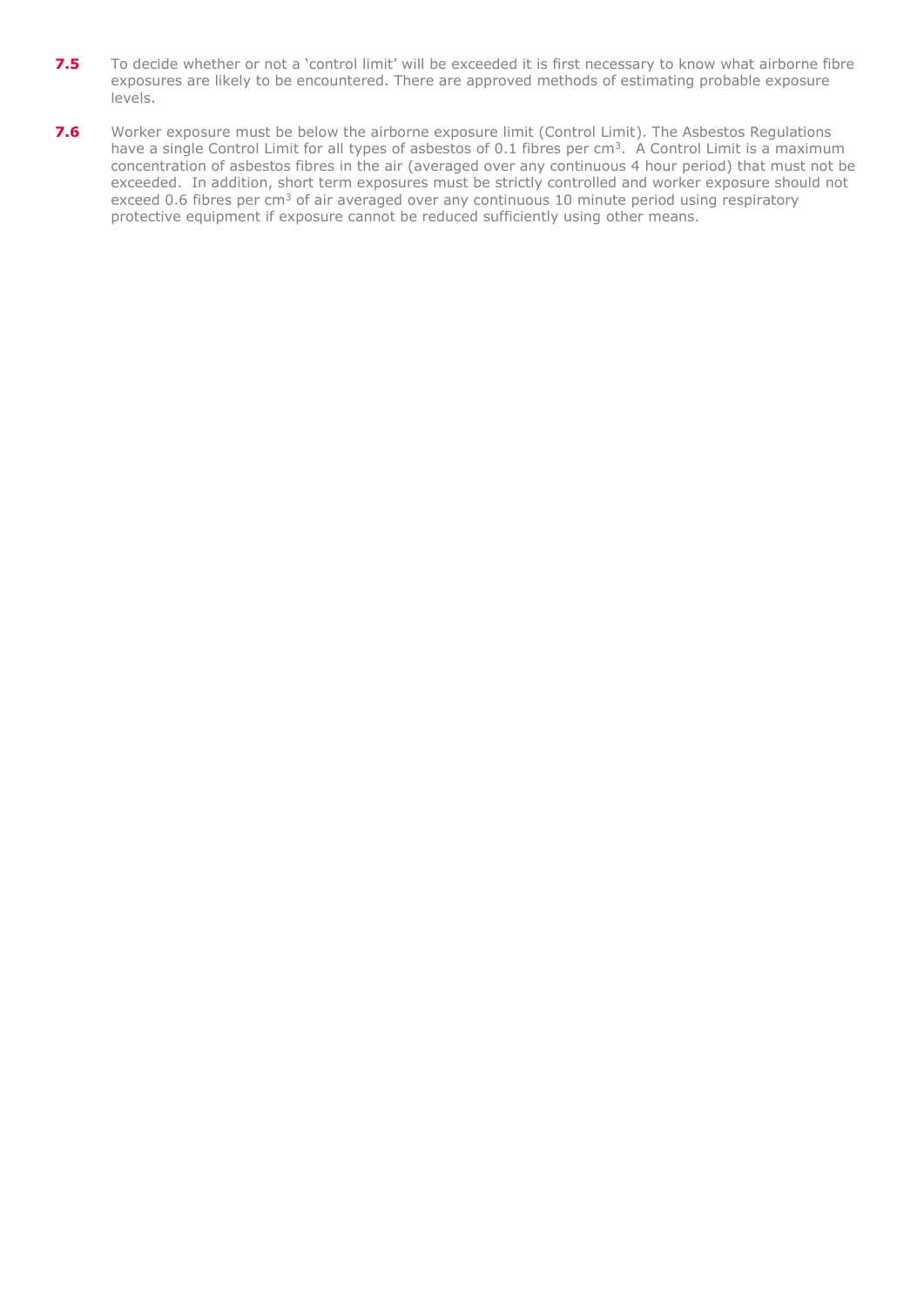**7.5** To decide whether or not a 'control limit' will be exceeded it is first necessary to know what airborne fibre exposures are likely to be encountered. There are approved methods of estimating probable exposure levels.

**7.6** Worker exposure must be below the airborne exposure limit (Control Limit). The Asbestos Regulations have a single Control Limit for all types of asbestos of 0.1 fibres per $cm^3$. A Control Limit is a maximum concentration of asbestos fibres in the air (averaged over any continuous 4 hour period) that must not be exceeded. In addition, short term exposures must be strictly controlled and worker exposure should not exceed 0.6 fibres per $cm^3$ of air averaged over any continuous 10 minute period using respiratory protective equipment if exposure cannot be reduced sufficiently using other means.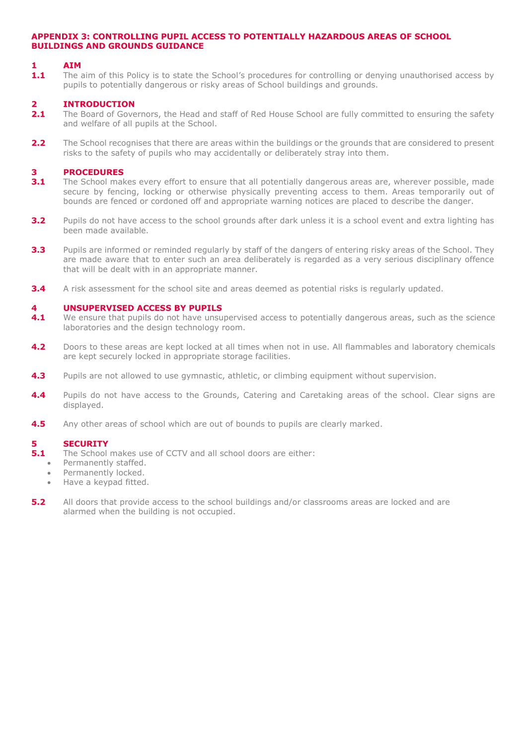## APPENDIX 3: CONTROLLING PUPIL ACCESS TO POTENTIALLY HAZARDOUS AREAS OF SCHOOL BUILDINGS AND GROUNDS GUIDANCE

### 1 AIM

**1.1** The aim of this Policy is to state the School's procedures for controlling or denying unauthorised access by pupils to potentially dangerous or risky areas of School buildings and grounds.

### 2 INTRODUCTION

**2.1** The Board of Governors, the Head and staff of Red House School are fully committed to ensuring the safety and welfare of all pupils at the School.

**2.2** The School recognises that there are areas within the buildings or the grounds that are considered to present risks to the safety of pupils who may accidentally or deliberately stray into them.

### 3 PROCEDURES

**3.1** The School makes every effort to ensure that all potentially dangerous areas are, wherever possible, made secure by fencing, locking or otherwise physically preventing access to them. Areas temporarily out of bounds are fenced or cordoned off and appropriate warning notices are placed to describe the danger.

**3.2** Pupils do not have access to the school grounds after dark unless it is a school event and extra lighting has been made available.

**3.3** Pupils are informed or reminded regularly by staff of the dangers of entering risky areas of the School. They are made aware that to enter such an area deliberately is regarded as a very serious disciplinary offence that will be dealt with in an appropriate manner.

**3.4** A risk assessment for the school site and areas deemed as potential risks is regularly updated.

### 4 UNSUPERVISED ACCESS BY PUPILS

**4.1** We ensure that pupils do not have unsupervised access to potentially dangerous areas, such as the science laboratories and the design technology room.

**4.2** Doors to these areas are kept locked at all times when not in use. All flammables and laboratory chemicals are kept securely locked in appropriate storage facilities.

**4.3** Pupils are not allowed to use gymnastic, athletic, or climbing equipment without supervision.

**4.4** Pupils do not have access to the Grounds, Catering and Caretaking areas of the school. Clear signs are displayed.

**4.5** Any other areas of school which are out of bounds to pupils are clearly marked.

### 5 SECURITY

**5.1** The School makes use of CCTV and all school doors are either:

- Permanently staffed.
- Permanently locked.
- Have a keypad fitted.

**5.2** All doors that provide access to the school buildings and/or classrooms areas are locked and are alarmed when the building is not occupied.